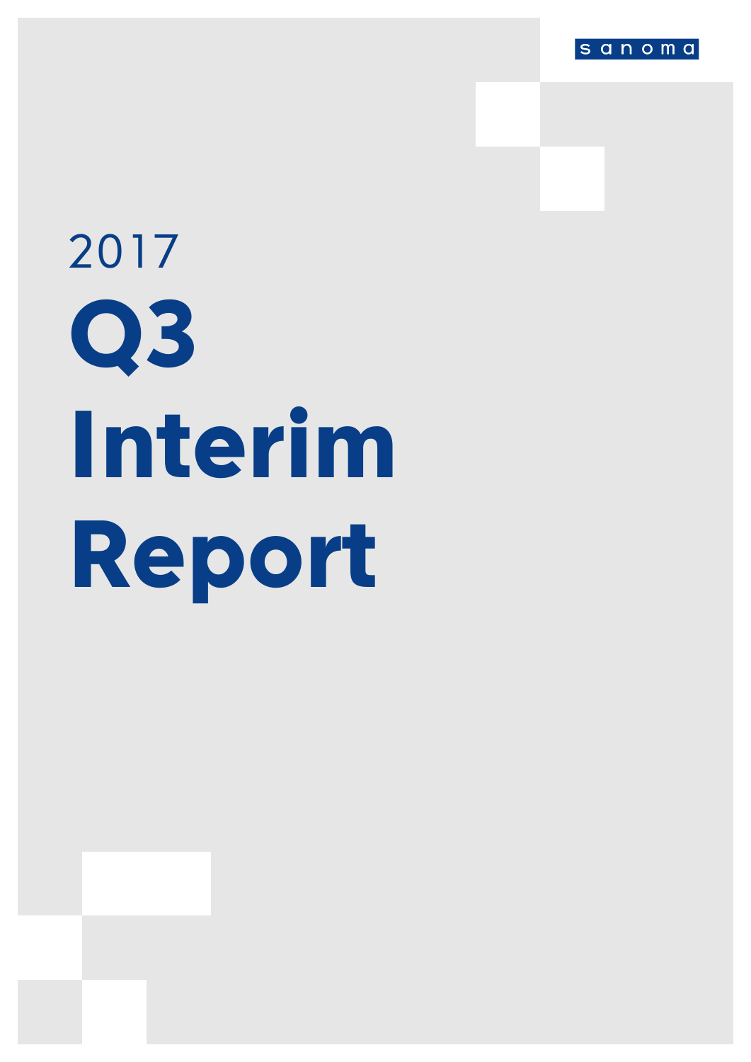sanoma

2017

# Q3 Interim Report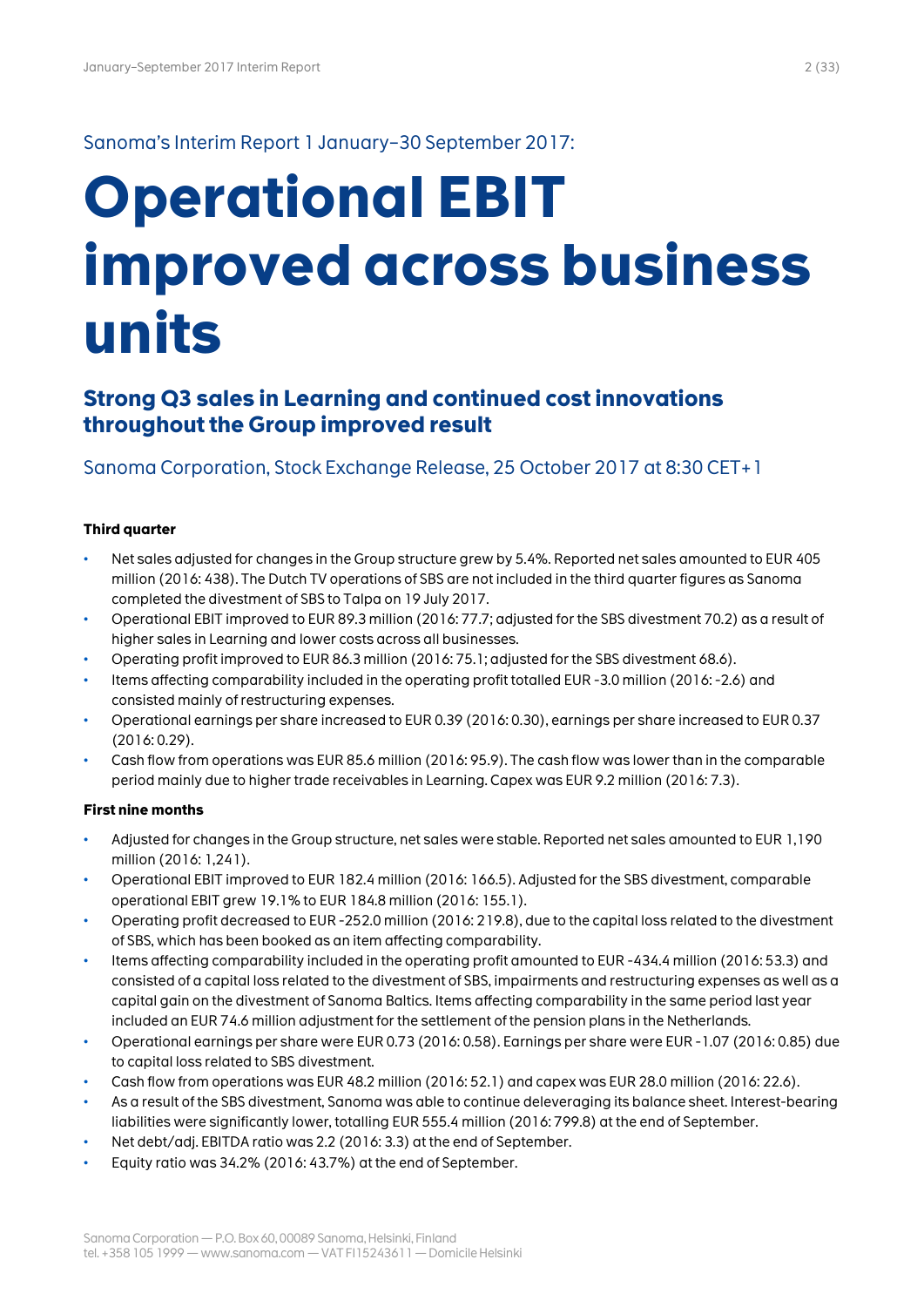Sanoma's Interim Report 1 January–30 September 2017:

# Operational EBIT improved across business units

## Strong Q3 sales in Learning and continued cost innovations throughout the Group improved result

Sanoma Corporation, Stock Exchange Release, 25 October 2017 at 8:30 CET+1

**Third quarter**

- Net sales adjusted for changes in the Group structure grew by 5.4%. Reported net sales amounted to EUR 405 million (2016: 438). The Dutch TV operations of SBS are not included in the third quarter figures as Sanoma completed the divestment of SBS to Talpa on 19 July 2017.
- Operational EBIT improved to EUR 89.3 million (2016: 77.7; adjusted for the SBS divestment 70.2) as a result of higher sales in Learning and lower costs across all businesses.
- Operating profit improved to EUR 86.3 million (2016: 75.1; adjusted for the SBS divestment 68.6).
- Items affecting comparability included in the operating profit totalled EUR -3.0 million (2016: -2.6) and consisted mainly of restructuring expenses.
- Operational earnings per share increased to EUR 0.39 (2016: 0.30), earnings per share increased to EUR 0.37 (2016: 0.29).
- Cash flow from operations was EUR 85.6 million (2016: 95.9). The cash flow was lower than in the comparable period mainly due to higher trade receivables in Learning. Capex was EUR 9.2 million (2016: 7.3).

**First nine months**

- Adjusted for changes in the Group structure, net sales were stable. Reported net sales amounted to EUR 1,190 million (2016: 1,241).
- Operational EBIT improved to EUR 182.4 million (2016: 166.5). Adjusted for the SBS divestment, comparable operational EBIT grew 19.1% to EUR 184.8 million (2016: 155.1).
- Operating profit decreased to EUR -252.0 million (2016: 219.8), due to the capital loss related to the divestment of SBS, which has been booked as an item affecting comparability.
- Items affecting comparability included in the operating profit amounted to EUR -434.4 million (2016: 53.3) and consisted of a capital loss related to the divestment of SBS, impairments and restructuring expenses as well as a capital gain on the divestment of Sanoma Baltics. Items affecting comparability in the same period last year included an EUR 74.6 million adjustment for the settlement of the pension plans in the Netherlands.
- Operational earnings per share were EUR 0.73 (2016: 0.58). Earnings per share were EUR -1.07 (2016: 0.85) due to capital loss related to SBS divestment.
- Cash flow from operations was EUR 48.2 million (2016: 52.1) and capex was EUR 28.0 million (2016: 22.6).
- As a result of the SBS divestment, Sanoma was able to continue deleveraging its balance sheet. Interest-bearing liabilities were significantly lower, totalling EUR 555.4 million (2016: 799.8) at the end of September.
- Net debt/adj. EBITDA ratio was 2.2 (2016: 3.3) at the end of September.
- Equity ratio was 34.2% (2016: 43.7%) at the end of September.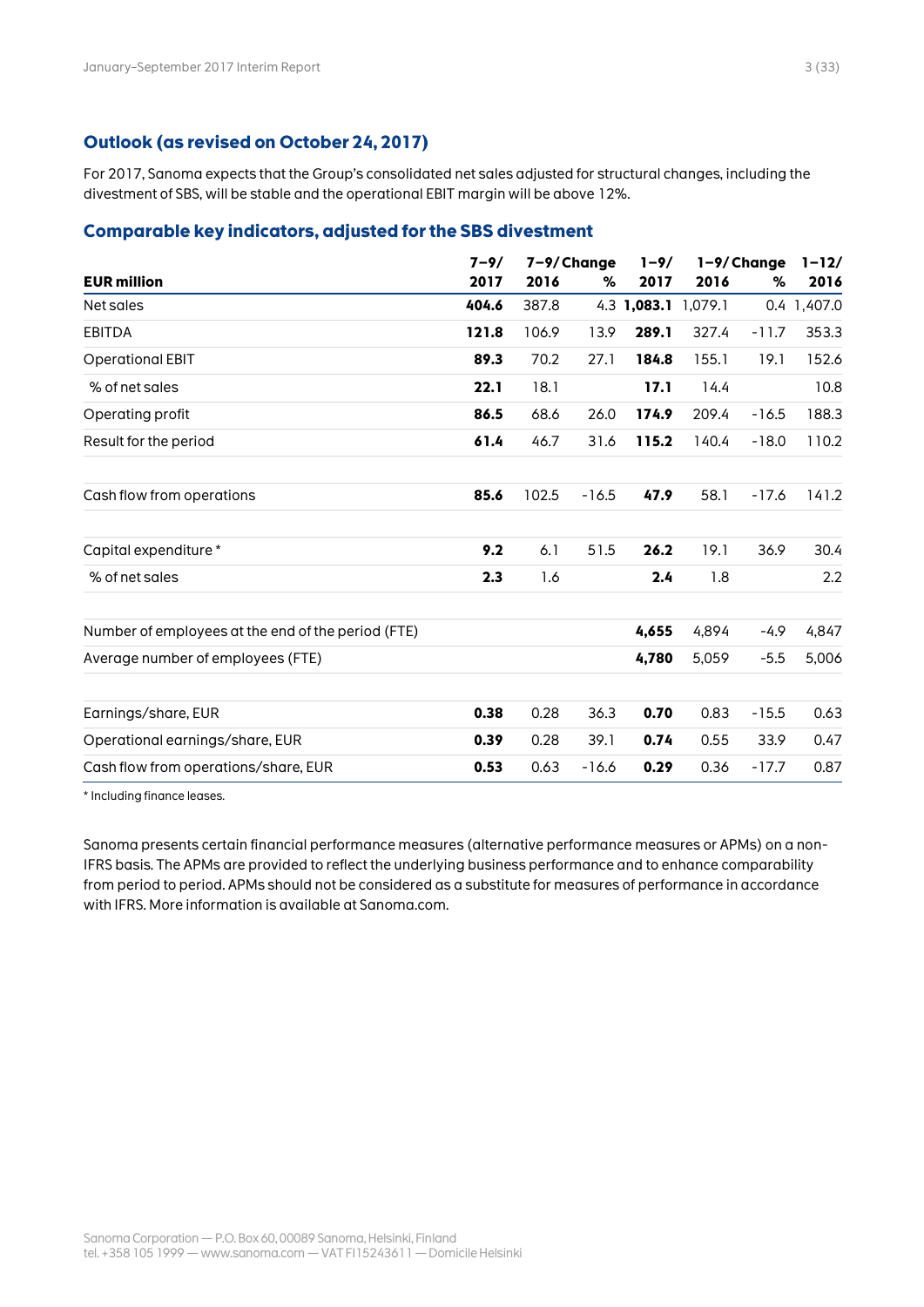## Outlook (as revised on October 24, 2017)

For 2017, Sanoma expects that the Group's consolidated net sales adjusted for structural changes, including the divestment of SBS, will be stable and the operational EBIT margin will be above 12%.

## Comparable key indicators, adjusted for the SBS divestment

| EUR million | 7–9/ 2017 | 7–9/ 2016 | Change % | 1–9/ 2017 | 1–9/ 2016 | Change % | 1–12/ 2016 |
|---|---|---|---|---|---|---|---|
| Net sales | **404.6** | 387.8 | 4.3 | **1,083.1** | 1,079.1 | 0.4 | 1,407.0 |
| EBITDA | **121.8** | 106.9 | 13.9 | **289.1** | 327.4 | -11.7 | 353.3 |
| Operational EBIT | **89.3** | 70.2 | 27.1 | **184.8** | 155.1 | 19.1 | 152.6 |
| % of net sales | **22.1** | 18.1 | | **17.1** | 14.4 | | 10.8 |
| Operating profit | **86.5** | 68.6 | 26.0 | **174.9** | 209.4 | -16.5 | 188.3 |
| Result for the period | **61.4** | 46.7 | 31.6 | **115.2** | 140.4 | -18.0 | 110.2 |
| | | | | | | | |
| Cash flow from operations | **85.6** | 102.5 | -16.5 | **47.9** | 58.1 | -17.6 | 141.2 |
| | | | | | | | |
| Capital expenditure * | **9.2** | 6.1 | 51.5 | **26.2** | 19.1 | 36.9 | 30.4 |
| % of net sales | **2.3** | 1.6 | | **2.4** | 1.8 | | 2.2 |
| | | | | | | | |
| Number of employees at the end of the period (FTE) | | | | **4,655** | 4,894 | -4.9 | 4,847 |
| Average number of employees (FTE) | | | | **4,780** | 5,059 | -5.5 | 5,006 |
| | | | | | | | |
| Earnings/share, EUR | **0.38** | 0.28 | 36.3 | **0.70** | 0.83 | -15.5 | 0.63 |
| Operational earnings/share, EUR | **0.39** | 0.28 | 39.1 | **0.74** | 0.55 | 33.9 | 0.47 |
| Cash flow from operations/share, EUR | **0.53** | 0.63 | -16.6 | **0.29** | 0.36 | -17.7 | 0.87 |

* Including finance leases.

Sanoma presents certain financial performance measures (alternative performance measures or APMs) on a non-IFRS basis. The APMs are provided to reflect the underlying business performance and to enhance comparability from period to period. APMs should not be considered as a substitute for measures of performance in accordance with IFRS. More information is available at Sanoma.com.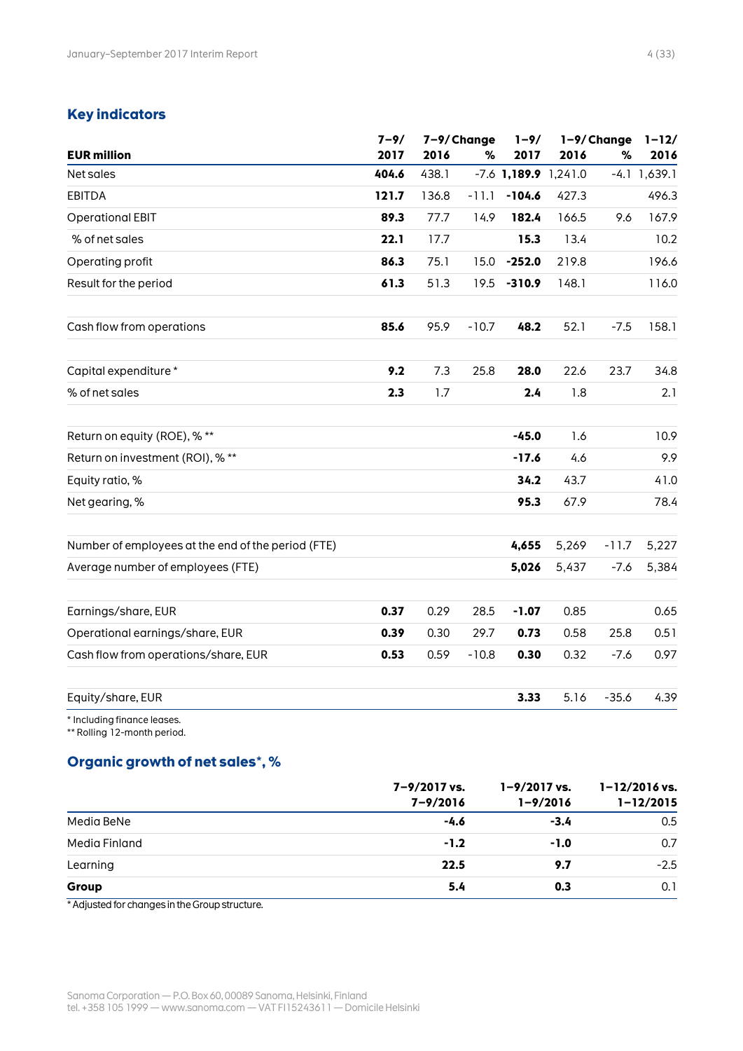## Key indicators

| EUR million | 7–9/ 2017 | 7–9/ 2016 | Change % | 1–9/ 2017 | 1–9/ 2016 | Change % | 1–12/ 2016 |
|---|---|---|---|---|---|---|---|
| Net sales | **404.6** | 438.1 | -7.6 | **1,189.9** | 1,241.0 | -4.1 | 1,639.1 |
| EBITDA | **121.7** | 136.8 | -11.1 | **-104.6** | 427.3 | | 496.3 |
| Operational EBIT | **89.3** | 77.7 | 14.9 | **182.4** | 166.5 | 9.6 | 167.9 |
| % of net sales | **22.1** | 17.7 | | **15.3** | 13.4 | | 10.2 |
| Operating profit | **86.3** | 75.1 | 15.0 | **-252.0** | 219.8 | | 196.6 |
| Result for the period | **61.3** | 51.3 | 19.5 | **-310.9** | 148.1 | | 116.0 |
| | | | | | | | |
| Cash flow from operations | **85.6** | 95.9 | -10.7 | **48.2** | 52.1 | -7.5 | 158.1 |
| | | | | | | | |
| Capital expenditure * | **9.2** | 7.3 | 25.8 | **28.0** | 22.6 | 23.7 | 34.8 |
| % of net sales | **2.3** | 1.7 | | **2.4** | 1.8 | | 2.1 |
| | | | | | | | |
| Return on equity (ROE), % ** | | | | **-45.0** | 1.6 | | 10.9 |
| Return on investment (ROI), % ** | | | | **-17.6** | 4.6 | | 9.9 |
| Equity ratio, % | | | | **34.2** | 43.7 | | 41.0 |
| Net gearing, % | | | | **95.3** | 67.9 | | 78.4 |
| | | | | | | | |
| Number of employees at the end of the period (FTE) | | | | **4,655** | 5,269 | -11.7 | 5,227 |
| Average number of employees (FTE) | | | | **5,026** | 5,437 | -7.6 | 5,384 |
| | | | | | | | |
| Earnings/share, EUR | **0.37** | 0.29 | 28.5 | **-1.07** | 0.85 | | 0.65 |
| Operational earnings/share, EUR | **0.39** | 0.30 | 29.7 | **0.73** | 0.58 | 25.8 | 0.51 |
| Cash flow from operations/share, EUR | **0.53** | 0.59 | -10.8 | **0.30** | 0.32 | -7.6 | 0.97 |
| | | | | | | | |
| Equity/share, EUR | | | | **3.33** | 5.16 | -35.6 | 4.39 |

* Including finance leases.
** Rolling 12-month period.

## Organic growth of net sales*, %

| | 7–9/2017 vs. 7–9/2016 | 1–9/2017 vs. 1–9/2016 | 1–12/2016 vs. 1–12/2015 |
|---|---|---|---|
| Media BeNe | **-4.6** | **-3.4** | 0.5 |
| Media Finland | **-1.2** | **-1.0** | 0.7 |
| Learning | **22.5** | **9.7** | -2.5 |
| **Group** | **5.4** | **0.3** | 0.1 |

* Adjusted for changes in the Group structure.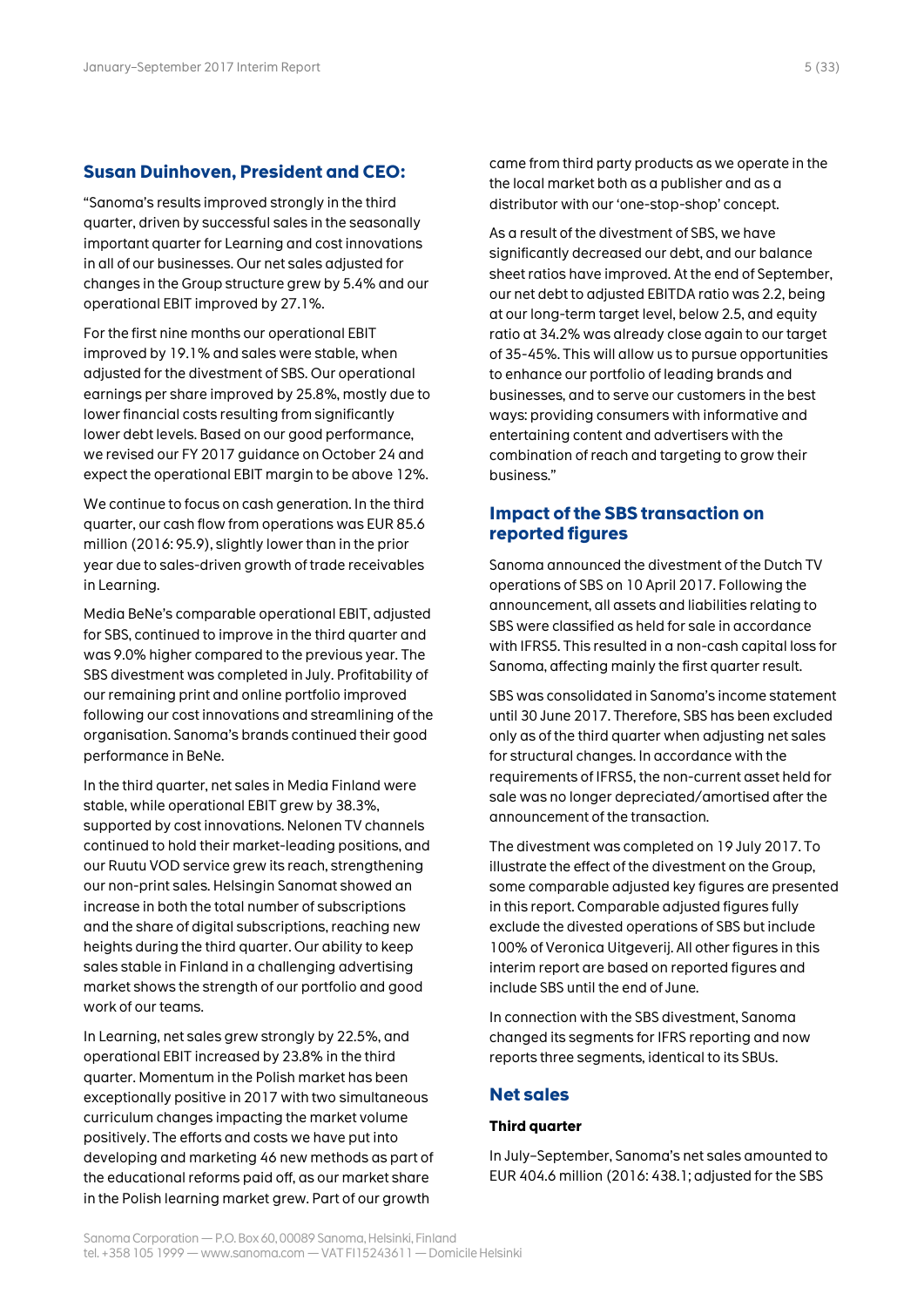## Susan Duinhoven, President and CEO:

"Sanoma's results improved strongly in the third quarter, driven by successful sales in the seasonally important quarter for Learning and cost innovations in all of our businesses. Our net sales adjusted for changes in the Group structure grew by 5.4% and our operational EBIT improved by 27.1%.

For the first nine months our operational EBIT improved by 19.1% and sales were stable, when adjusted for the divestment of SBS. Our operational earnings per share improved by 25.8%, mostly due to lower financial costs resulting from significantly lower debt levels. Based on our good performance, we revised our FY 2017 guidance on October 24 and expect the operational EBIT margin to be above 12%.

We continue to focus on cash generation. In the third quarter, our cash flow from operations was EUR 85.6 million (2016: 95.9), slightly lower than in the prior year due to sales-driven growth of trade receivables in Learning.

Media BeNe's comparable operational EBIT, adjusted for SBS, continued to improve in the third quarter and was 9.0% higher compared to the previous year. The SBS divestment was completed in July. Profitability of our remaining print and online portfolio improved following our cost innovations and streamlining of the organisation. Sanoma's brands continued their good performance in BeNe.

In the third quarter, net sales in Media Finland were stable, while operational EBIT grew by 38.3%, supported by cost innovations. Nelonen TV channels continued to hold their market-leading positions, and our Ruutu VOD service grew its reach, strengthening our non-print sales. Helsingin Sanomat showed an increase in both the total number of subscriptions and the share of digital subscriptions, reaching new heights during the third quarter. Our ability to keep sales stable in Finland in a challenging advertising market shows the strength of our portfolio and good work of our teams.

In Learning, net sales grew strongly by 22.5%, and operational EBIT increased by 23.8% in the third quarter. Momentum in the Polish market has been exceptionally positive in 2017 with two simultaneous curriculum changes impacting the market volume positively. The efforts and costs we have put into developing and marketing 46 new methods as part of the educational reforms paid off, as our market share in the Polish learning market grew. Part of our growth came from third party products as we operate in the the local market both as a publisher and as a distributor with our 'one-stop-shop' concept.

As a result of the divestment of SBS, we have significantly decreased our debt, and our balance sheet ratios have improved. At the end of September, our net debt to adjusted EBITDA ratio was 2.2, being at our long-term target level, below 2.5, and equity ratio at 34.2% was already close again to our target of 35-45%. This will allow us to pursue opportunities to enhance our portfolio of leading brands and businesses, and to serve our customers in the best ways: providing consumers with informative and entertaining content and advertisers with the combination of reach and targeting to grow their business."

## Impact of the SBS transaction on reported figures

Sanoma announced the divestment of the Dutch TV operations of SBS on 10 April 2017. Following the announcement, all assets and liabilities relating to SBS were classified as held for sale in accordance with IFRS5. This resulted in a non-cash capital loss for Sanoma, affecting mainly the first quarter result.

SBS was consolidated in Sanoma's income statement until 30 June 2017. Therefore, SBS has been excluded only as of the third quarter when adjusting net sales for structural changes. In accordance with the requirements of IFRS5, the non-current asset held for sale was no longer depreciated/amortised after the announcement of the transaction.

The divestment was completed on 19 July 2017. To illustrate the effect of the divestment on the Group, some comparable adjusted key figures are presented in this report. Comparable adjusted figures fully exclude the divested operations of SBS but include 100% of Veronica Uitgeverij. All other figures in this interim report are based on reported figures and include SBS until the end of June.

In connection with the SBS divestment, Sanoma changed its segments for IFRS reporting and now reports three segments, identical to its SBUs.

## Net sales

### Third quarter

In July–September, Sanoma's net sales amounted to EUR 404.6 million (2016: 438.1; adjusted for the SBS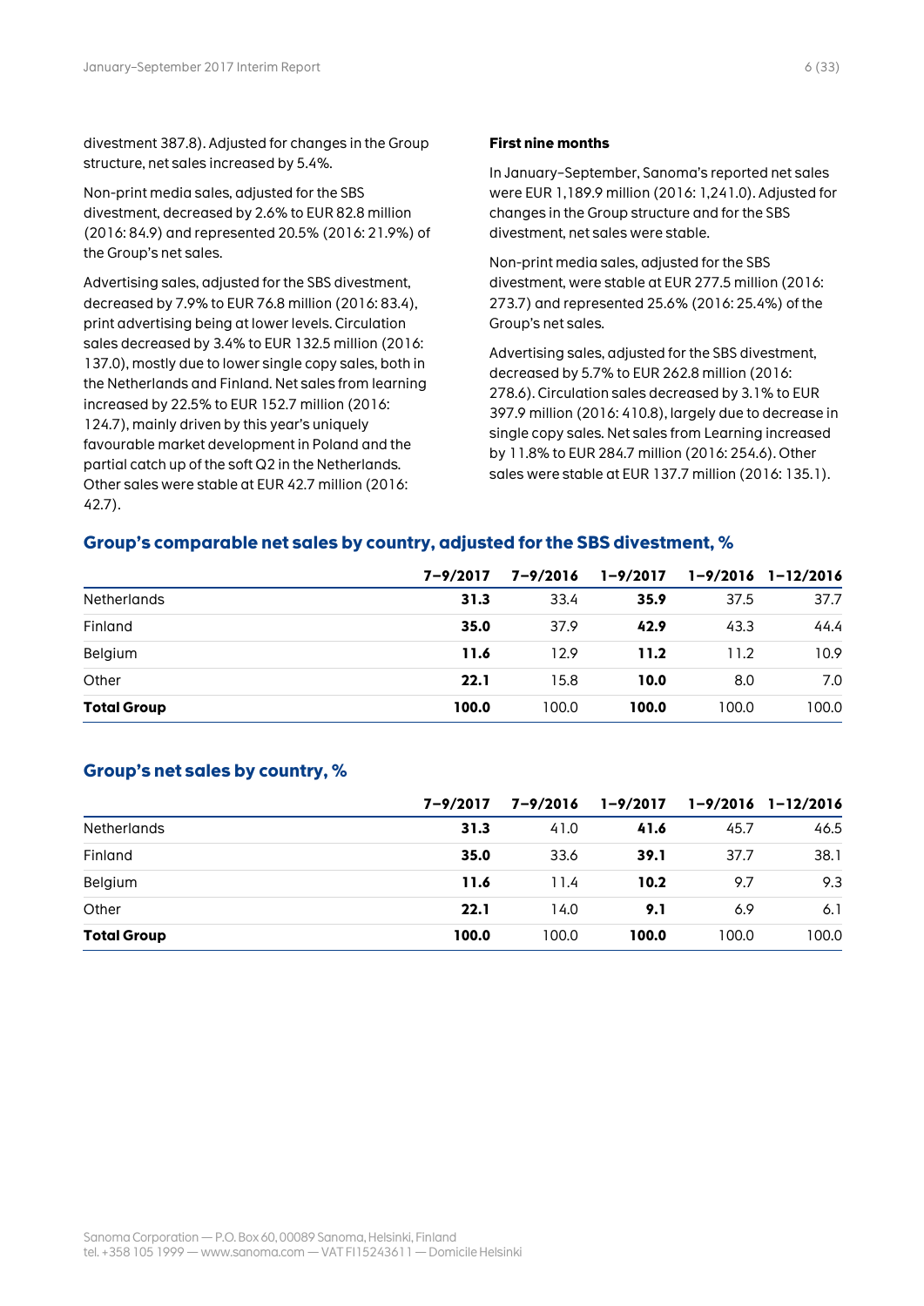divestment 387.8). Adjusted for changes in the Group structure, net sales increased by 5.4%.

Non-print media sales, adjusted for the SBS divestment, decreased by 2.6% to EUR 82.8 million (2016: 84.9) and represented 20.5% (2016: 21.9%) of the Group's net sales.

Advertising sales, adjusted for the SBS divestment, decreased by 7.9% to EUR 76.8 million (2016: 83.4), print advertising being at lower levels. Circulation sales decreased by 3.4% to EUR 132.5 million (2016: 137.0), mostly due to lower single copy sales, both in the Netherlands and Finland. Net sales from learning increased by 22.5% to EUR 152.7 million (2016: 124.7), mainly driven by this year's uniquely favourable market development in Poland and the partial catch up of the soft Q2 in the Netherlands. Other sales were stable at EUR 42.7 million (2016: 42.7).

**First nine months**

In January–September, Sanoma's reported net sales were EUR 1,189.9 million (2016: 1,241.0). Adjusted for changes in the Group structure and for the SBS divestment, net sales were stable.

Non-print media sales, adjusted for the SBS divestment, were stable at EUR 277.5 million (2016: 273.7) and represented 25.6% (2016: 25.4%) of the Group's net sales.

Advertising sales, adjusted for the SBS divestment, decreased by 5.7% to EUR 262.8 million (2016: 278.6). Circulation sales decreased by 3.1% to EUR 397.9 million (2016: 410.8), largely due to decrease in single copy sales. Net sales from Learning increased by 11.8% to EUR 284.7 million (2016: 254.6). Other sales were stable at EUR 137.7 million (2016: 135.1).

## Group's comparable net sales by country, adjusted for the SBS divestment, %

| | 7–9/2017 | 7–9/2016 | 1–9/2017 | 1–9/2016 | 1–12/2016 |
|---|---|---|---|---|---|
| Netherlands | **31.3** | 33.4 | **35.9** | 37.5 | 37.7 |
| Finland | **35.0** | 37.9 | **42.9** | 43.3 | 44.4 |
| Belgium | **11.6** | 12.9 | **11.2** | 11.2 | 10.9 |
| Other | **22.1** | 15.8 | **10.0** | 8.0 | 7.0 |
| **Total Group** | **100.0** | 100.0 | **100.0** | 100.0 | 100.0 |

## Group's net sales by country, %

| | 7–9/2017 | 7–9/2016 | 1–9/2017 | 1–9/2016 | 1–12/2016 |
|---|---|---|---|---|---|
| Netherlands | **31.3** | 41.0 | **41.6** | 45.7 | 46.5 |
| Finland | **35.0** | 33.6 | **39.1** | 37.7 | 38.1 |
| Belgium | **11.6** | 11.4 | **10.2** | 9.7 | 9.3 |
| Other | **22.1** | 14.0 | **9.1** | 6.9 | 6.1 |
| **Total Group** | **100.0** | 100.0 | **100.0** | 100.0 | 100.0 |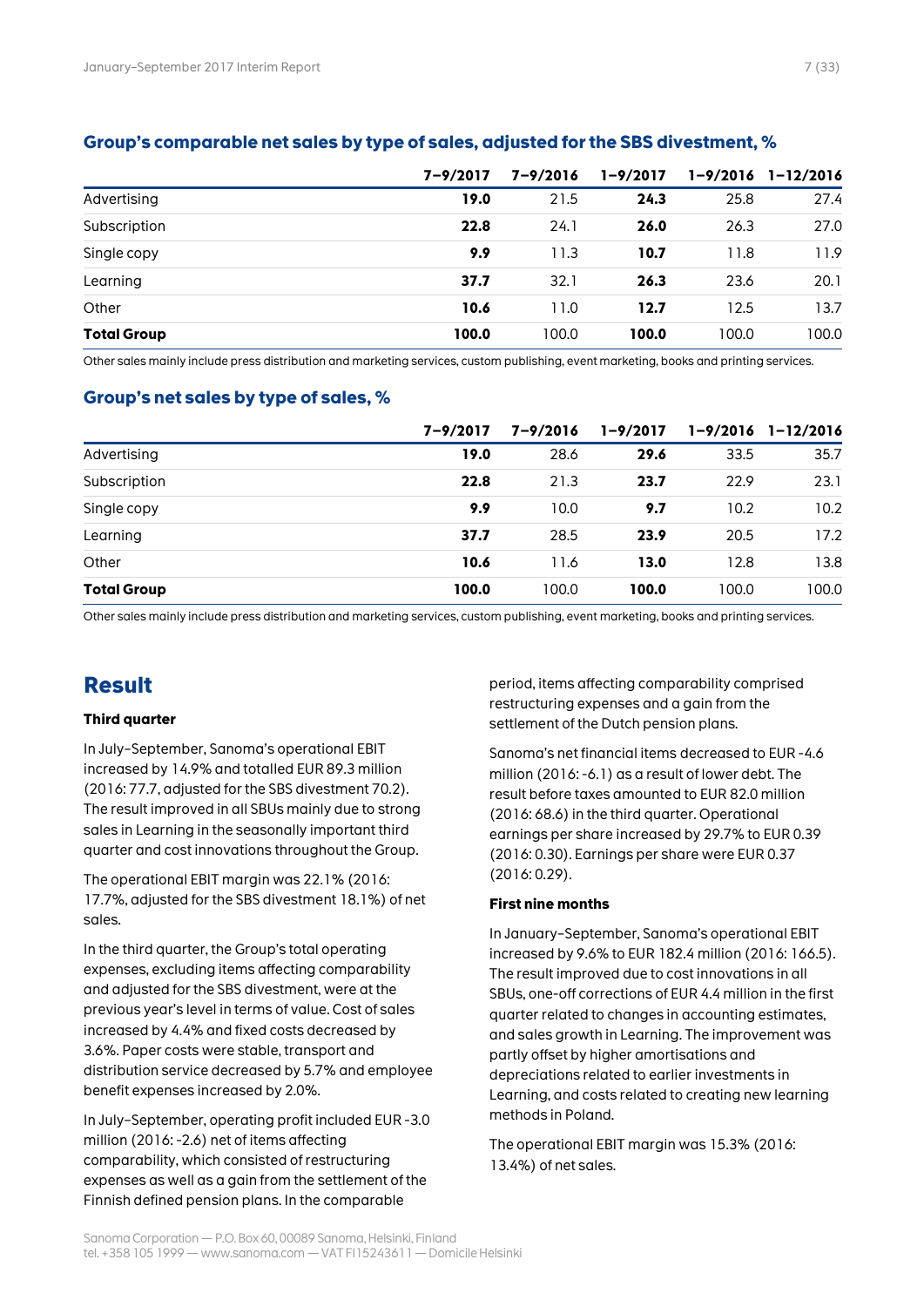## Group's comparable net sales by type of sales, adjusted for the SBS divestment, %

| | 7–9/2017 | 7–9/2016 | 1–9/2017 | 1–9/2016 | 1–12/2016 |
|---|---|---|---|---|---|
| Advertising | **19.0** | 21.5 | **24.3** | 25.8 | 27.4 |
| Subscription | **22.8** | 24.1 | **26.0** | 26.3 | 27.0 |
| Single copy | **9.9** | 11.3 | **10.7** | 11.8 | 11.9 |
| Learning | **37.7** | 32.1 | **26.3** | 23.6 | 20.1 |
| Other | **10.6** | 11.0 | **12.7** | 12.5 | 13.7 |
| **Total Group** | **100.0** | 100.0 | **100.0** | 100.0 | 100.0 |

Other sales mainly include press distribution and marketing services, custom publishing, event marketing, books and printing services.

## Group's net sales by type of sales, %

| | 7–9/2017 | 7–9/2016 | 1–9/2017 | 1–9/2016 | 1–12/2016 |
|---|---|---|---|---|---|
| Advertising | **19.0** | 28.6 | **29.6** | 33.5 | 35.7 |
| Subscription | **22.8** | 21.3 | **23.7** | 22.9 | 23.1 |
| Single copy | **9.9** | 10.0 | **9.7** | 10.2 | 10.2 |
| Learning | **37.7** | 28.5 | **23.9** | 20.5 | 17.2 |
| Other | **10.6** | 11.6 | **13.0** | 12.8 | 13.8 |
| **Total Group** | **100.0** | 100.0 | **100.0** | 100.0 | 100.0 |

Other sales mainly include press distribution and marketing services, custom publishing, event marketing, books and printing services.

# Result

### Third quarter

In July–September, Sanoma's operational EBIT increased by 14.9% and totalled EUR 89.3 million (2016: 77.7, adjusted for the SBS divestment 70.2). The result improved in all SBUs mainly due to strong sales in Learning in the seasonally important third quarter and cost innovations throughout the Group.

The operational EBIT margin was 22.1% (2016: 17.7%, adjusted for the SBS divestment 18.1%) of net sales.

In the third quarter, the Group's total operating expenses, excluding items affecting comparability and adjusted for the SBS divestment, were at the previous year's level in terms of value. Cost of sales increased by 4.4% and fixed costs decreased by 3.6%. Paper costs were stable, transport and distribution service decreased by 5.7% and employee benefit expenses increased by 2.0%.

In July–September, operating profit included EUR -3.0 million (2016: -2.6) net of items affecting comparability, which consisted of restructuring expenses as well as a gain from the settlement of the Finnish defined pension plans. In the comparable period, items affecting comparability comprised restructuring expenses and a gain from the settlement of the Dutch pension plans.

Sanoma's net financial items decreased to EUR -4.6 million (2016: -6.1) as a result of lower debt. The result before taxes amounted to EUR 82.0 million (2016: 68.6) in the third quarter. Operational earnings per share increased by 29.7% to EUR 0.39 (2016: 0.30). Earnings per share were EUR 0.37 (2016: 0.29).

### First nine months

In January–September, Sanoma's operational EBIT increased by 9.6% to EUR 182.4 million (2016: 166.5). The result improved due to cost innovations in all SBUs, one-off corrections of EUR 4.4 million in the first quarter related to changes in accounting estimates, and sales growth in Learning. The improvement was partly offset by higher amortisations and depreciations related to earlier investments in Learning, and costs related to creating new learning methods in Poland.

The operational EBIT margin was 15.3% (2016: 13.4%) of net sales.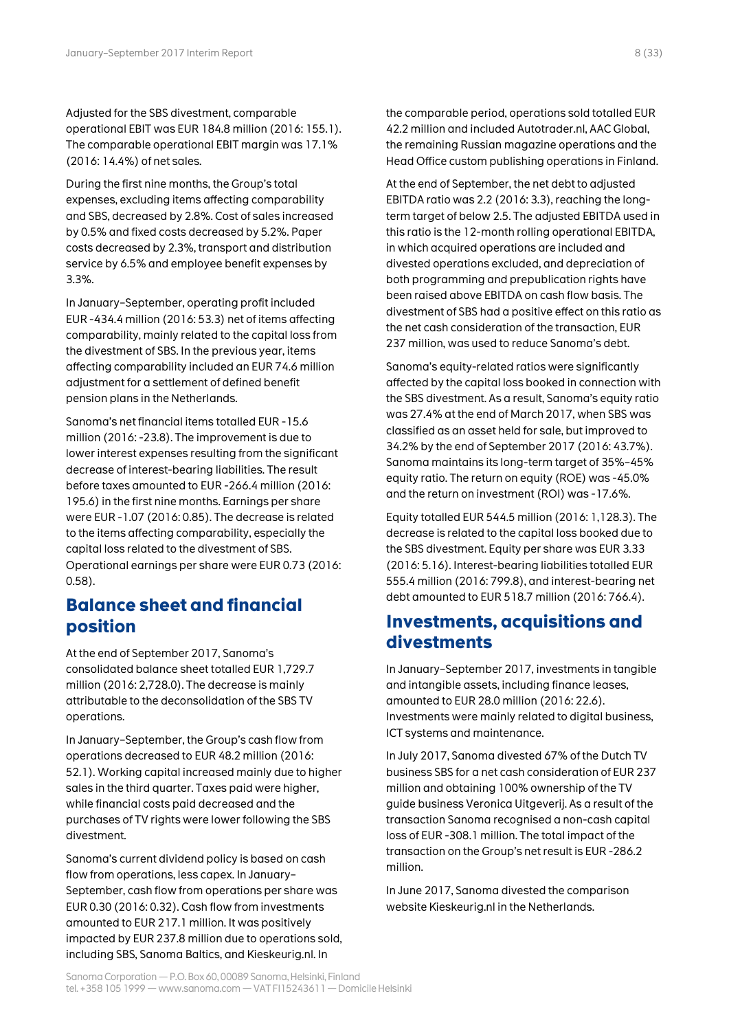Adjusted for the SBS divestment, comparable operational EBIT was EUR 184.8 million (2016: 155.1). The comparable operational EBIT margin was 17.1% (2016: 14.4%) of net sales.

During the first nine months, the Group's total expenses, excluding items affecting comparability and SBS, decreased by 2.8%. Cost of sales increased by 0.5% and fixed costs decreased by 5.2%. Paper costs decreased by 2.3%, transport and distribution service by 6.5% and employee benefit expenses by 3.3%.

In January–September, operating profit included EUR -434.4 million (2016: 53.3) net of items affecting comparability, mainly related to the capital loss from the divestment of SBS. In the previous year, items affecting comparability included an EUR 74.6 million adjustment for a settlement of defined benefit pension plans in the Netherlands.

Sanoma's net financial items totalled EUR -15.6 million (2016: -23.8). The improvement is due to lower interest expenses resulting from the significant decrease of interest-bearing liabilities. The result before taxes amounted to EUR -266.4 million (2016: 195.6) in the first nine months. Earnings per share were EUR -1.07 (2016: 0.85). The decrease is related to the items affecting comparability, especially the capital loss related to the divestment of SBS. Operational earnings per share were EUR 0.73 (2016: 0.58).

## Balance sheet and financial position

At the end of September 2017, Sanoma's consolidated balance sheet totalled EUR 1,729.7 million (2016: 2,728.0). The decrease is mainly attributable to the deconsolidation of the SBS TV operations.

In January–September, the Group's cash flow from operations decreased to EUR 48.2 million (2016: 52.1). Working capital increased mainly due to higher sales in the third quarter. Taxes paid were higher, while financial costs paid decreased and the purchases of TV rights were lower following the SBS divestment.

Sanoma's current dividend policy is based on cash flow from operations, less capex. In January–September, cash flow from operations per share was EUR 0.30 (2016: 0.32). Cash flow from investments amounted to EUR 217.1 million. It was positively impacted by EUR 237.8 million due to operations sold, including SBS, Sanoma Baltics, and Kieskeurig.nl. In the comparable period, operations sold totalled EUR 42.2 million and included Autotrader.nl, AAC Global, the remaining Russian magazine operations and the Head Office custom publishing operations in Finland.

At the end of September, the net debt to adjusted EBITDA ratio was 2.2 (2016: 3.3), reaching the long-term target of below 2.5. The adjusted EBITDA used in this ratio is the 12-month rolling operational EBITDA, in which acquired operations are included and divested operations excluded, and depreciation of both programming and prepublication rights have been raised above EBITDA on cash flow basis. The divestment of SBS had a positive effect on this ratio as the net cash consideration of the transaction, EUR 237 million, was used to reduce Sanoma's debt.

Sanoma's equity-related ratios were significantly affected by the capital loss booked in connection with the SBS divestment. As a result, Sanoma's equity ratio was 27.4% at the end of March 2017, when SBS was classified as an asset held for sale, but improved to 34.2% by the end of September 2017 (2016: 43.7%). Sanoma maintains its long-term target of 35%–45% equity ratio. The return on equity (ROE) was -45.0% and the return on investment (ROI) was -17.6%.

Equity totalled EUR 544.5 million (2016: 1,128.3). The decrease is related to the capital loss booked due to the SBS divestment. Equity per share was EUR 3.33 (2016: 5.16). Interest-bearing liabilities totalled EUR 555.4 million (2016: 799.8), and interest-bearing net debt amounted to EUR 518.7 million (2016: 766.4).

## Investments, acquisitions and divestments

In January–September 2017, investments in tangible and intangible assets, including finance leases, amounted to EUR 28.0 million (2016: 22.6). Investments were mainly related to digital business, ICT systems and maintenance.

In July 2017, Sanoma divested 67% of the Dutch TV business SBS for a net cash consideration of EUR 237 million and obtaining 100% ownership of the TV guide business Veronica Uitgeverij. As a result of the transaction Sanoma recognised a non-cash capital loss of EUR -308.1 million. The total impact of the transaction on the Group's net result is EUR -286.2 million.

In June 2017, Sanoma divested the comparison website Kieskeurig.nl in the Netherlands.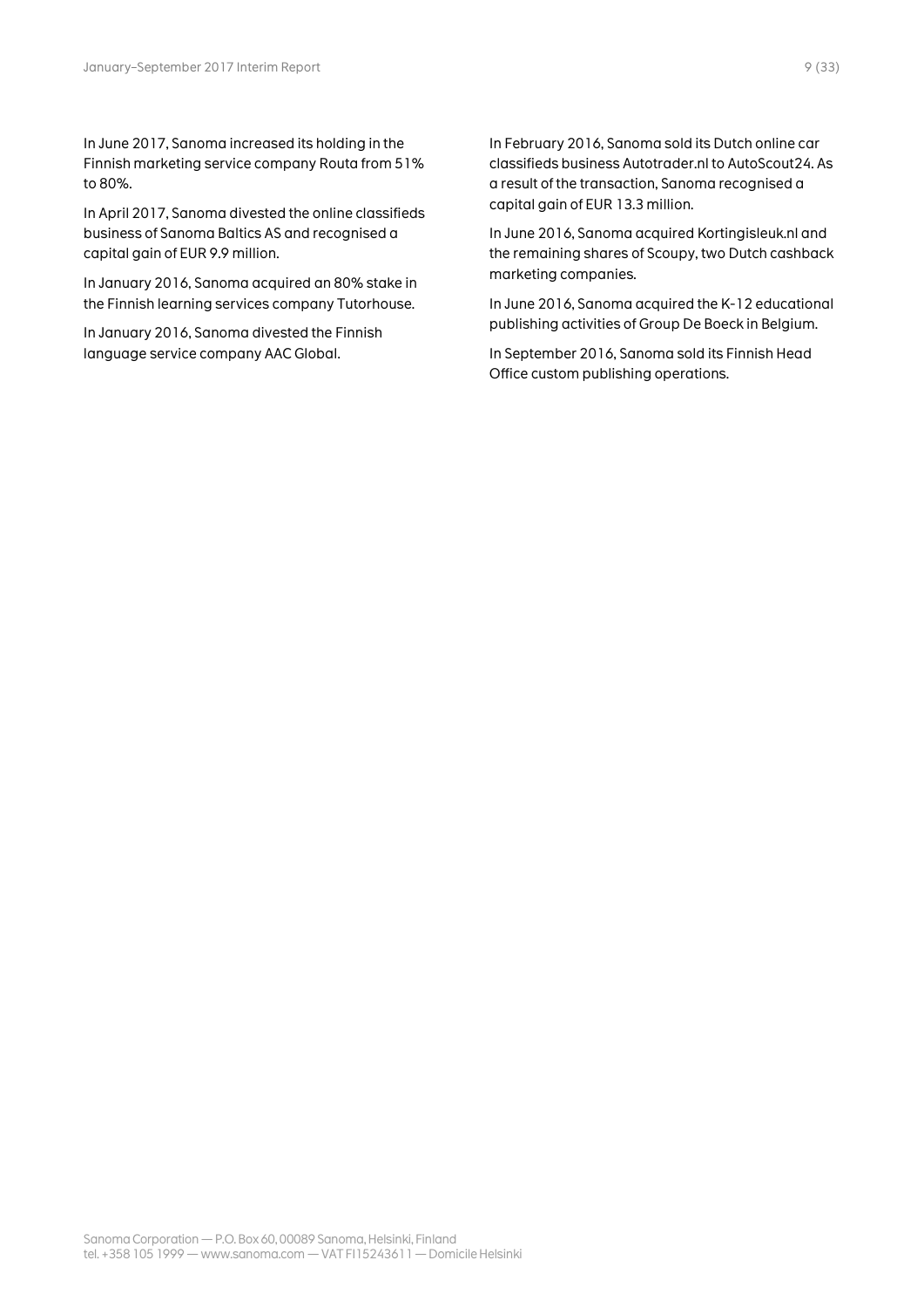In June 2017, Sanoma increased its holding in the Finnish marketing service company Routa from 51% to 80%.

In April 2017, Sanoma divested the online classifieds business of Sanoma Baltics AS and recognised a capital gain of EUR 9.9 million.

In January 2016, Sanoma acquired an 80% stake in the Finnish learning services company Tutorhouse.

In January 2016, Sanoma divested the Finnish language service company AAC Global.

In February 2016, Sanoma sold its Dutch online car classifieds business Autotrader.nl to AutoScout24. As a result of the transaction, Sanoma recognised a capital gain of EUR 13.3 million.

In June 2016, Sanoma acquired Kortingisleuk.nl and the remaining shares of Scoupy, two Dutch cashback marketing companies.

In June 2016, Sanoma acquired the K-12 educational publishing activities of Group De Boeck in Belgium.

In September 2016, Sanoma sold its Finnish Head Office custom publishing operations.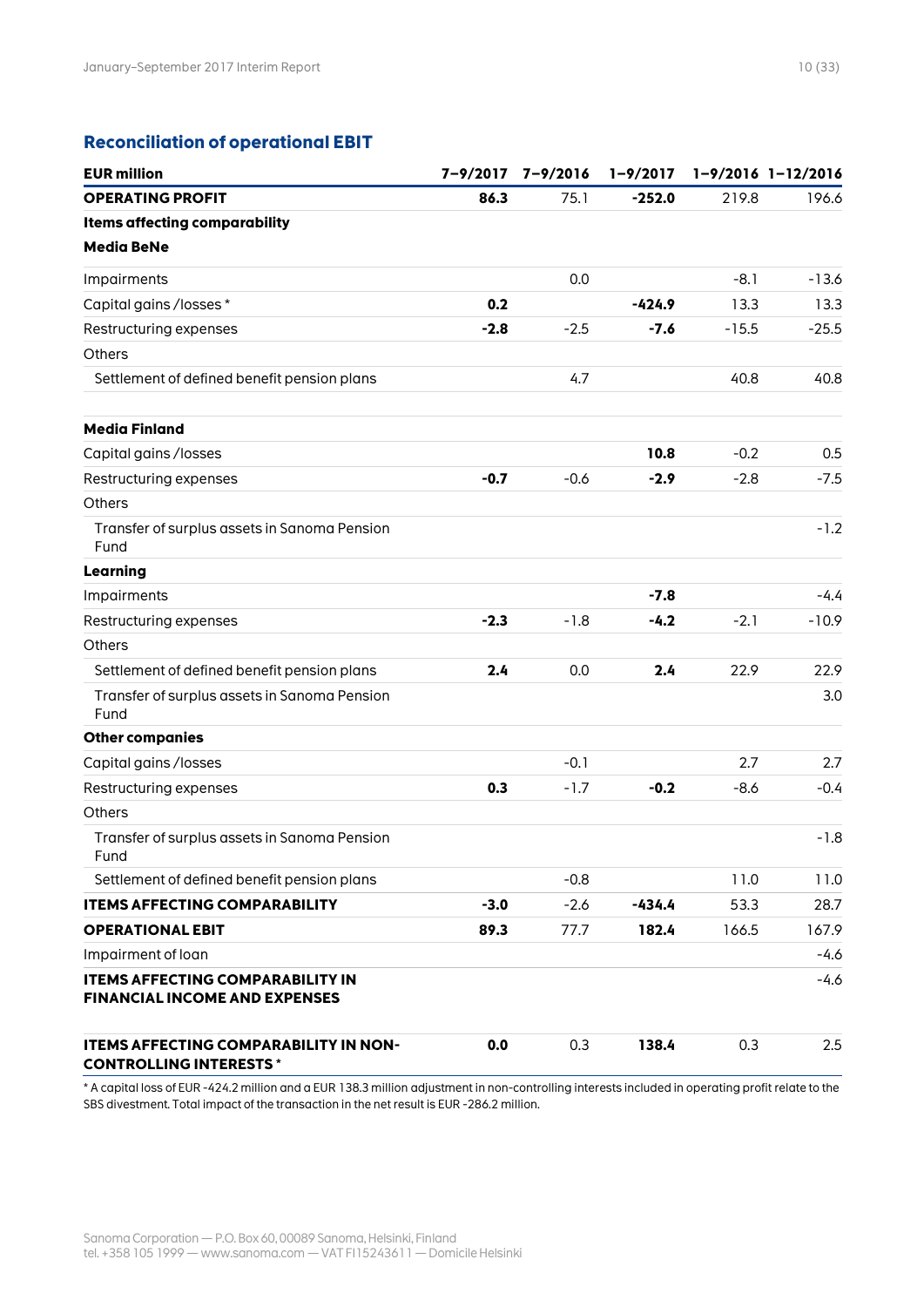## Reconciliation of operational EBIT

| EUR million | 7–9/2017 | 7–9/2016 | 1–9/2017 | 1–9/2016 | 1–12/2016 |
|---|---|---|---|---|---|
| **OPERATING PROFIT** | **86.3** | 75.1 | **-252.0** | 219.8 | 196.6 |
| **Items affecting comparability** | | | | | |
| **Media BeNe** | | | | | |
| Impairments | | 0.0 | | -8.1 | -13.6 |
| Capital gains /losses * | **0.2** | | **-424.9** | 13.3 | 13.3 |
| Restructuring expenses | **-2.8** | -2.5 | **-7.6** | -15.5 | -25.5 |
| Others | | | | | |
| Settlement of defined benefit pension plans | | 4.7 | | 40.8 | 40.8 |
| **Media Finland** | | | | | |
| Capital gains /losses | | | **10.8** | -0.2 | 0.5 |
| Restructuring expenses | **-0.7** | -0.6 | **-2.9** | -2.8 | -7.5 |
| Others | | | | | |
| Transfer of surplus assets in Sanoma Pension Fund | | | | | -1.2 |
| **Learning** | | | | | |
| Impairments | | | **-7.8** | | -4.4 |
| Restructuring expenses | **-2.3** | -1.8 | **-4.2** | -2.1 | -10.9 |
| Others | | | | | |
| Settlement of defined benefit pension plans | **2.4** | 0.0 | **2.4** | 22.9 | 22.9 |
| Transfer of surplus assets in Sanoma Pension Fund | | | | | 3.0 |
| **Other companies** | | | | | |
| Capital gains /losses | | -0.1 | | 2.7 | 2.7 |
| Restructuring expenses | **0.3** | -1.7 | **-0.2** | -8.6 | -0.4 |
| Others | | | | | |
| Transfer of surplus assets in Sanoma Pension Fund | | | | | -1.8 |
| Settlement of defined benefit pension plans | | -0.8 | | 11.0 | 11.0 |
| **ITEMS AFFECTING COMPARABILITY** | **-3.0** | -2.6 | **-434.4** | 53.3 | 28.7 |
| **OPERATIONAL EBIT** | **89.3** | 77.7 | **182.4** | 166.5 | 167.9 |
| Impairment of loan | | | | | -4.6 |
| **ITEMS AFFECTING COMPARABILITY IN FINANCIAL INCOME AND EXPENSES** | | | | | -4.6 |
| **ITEMS AFFECTING COMPARABILITY IN NON-CONTROLLING INTERESTS *** | **0.0** | 0.3 | **138.4** | 0.3 | 2.5 |

* A capital loss of EUR -424.2 million and a EUR 138.3 million adjustment in non-controlling interests included in operating profit relate to the SBS divestment. Total impact of the transaction in the net result is EUR -286.2 million.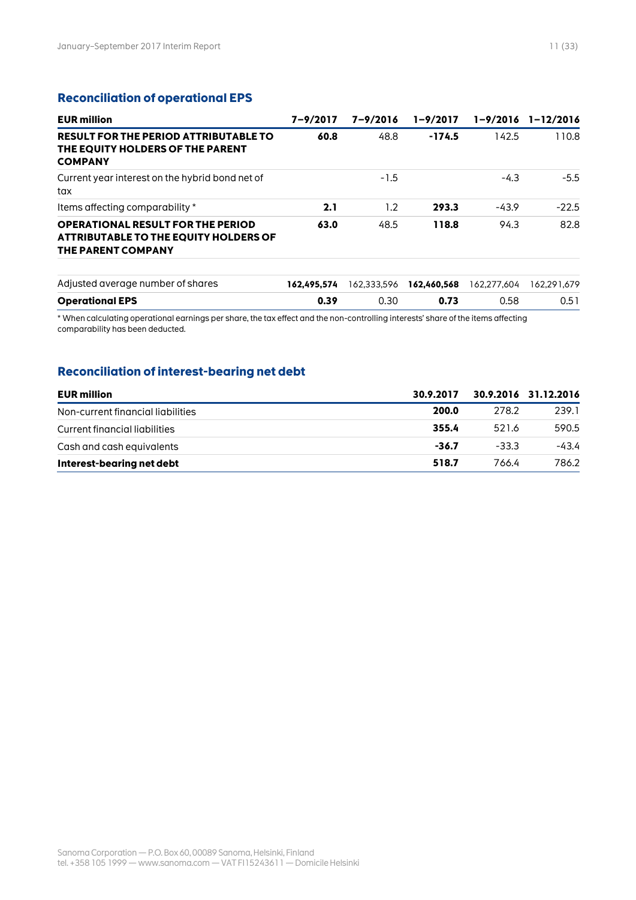## Reconciliation of operational EPS

| EUR million | 7–9/2017 | 7–9/2016 | 1–9/2017 | 1–9/2016 | 1–12/2016 |
|---|---|---|---|---|---|
| **RESULT FOR THE PERIOD ATTRIBUTABLE TO THE EQUITY HOLDERS OF THE PARENT COMPANY** | **60.8** | 48.8 | **-174.5** | 142.5 | 110.8 |
| Current year interest on the hybrid bond net of tax | | -1.5 | | -4.3 | -5.5 |
| Items affecting comparability * | **2.1** | 1.2 | **293.3** | -43.9 | -22.5 |
| **OPERATIONAL RESULT FOR THE PERIOD ATTRIBUTABLE TO THE EQUITY HOLDERS OF THE PARENT COMPANY** | **63.0** | 48.5 | **118.8** | 94.3 | 82.8 |
| | | | | | |
| Adjusted average number of shares | **162,495,574** | 162,333,596 | **162,460,568** | 162,277,604 | 162,291,679 |
| **Operational EPS** | **0.39** | 0.30 | **0.73** | 0.58 | 0.51 |

* When calculating operational earnings per share, the tax effect and the non-controlling interests' share of the items affecting comparability has been deducted.

## Reconciliation of interest-bearing net debt

| EUR million | 30.9.2017 | 30.9.2016 | 31.12.2016 |
|---|---|---|---|
| Non-current financial liabilities | **200.0** | 278.2 | 239.1 |
| Current financial liabilities | **355.4** | 521.6 | 590.5 |
| Cash and cash equivalents | **-36.7** | -33.3 | -43.4 |
| **Interest-bearing net debt** | **518.7** | 766.4 | 786.2 |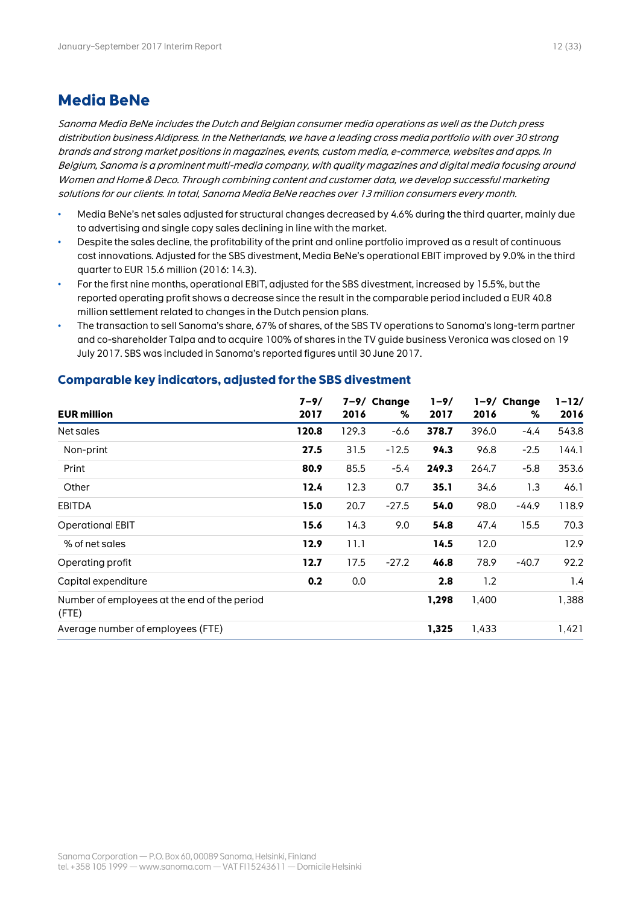## Media BeNe

*Sanoma Media BeNe includes the Dutch and Belgian consumer media operations as well as the Dutch press distribution business Aldipress. In the Netherlands, we have a leading cross media portfolio with over 30 strong brands and strong market positions in magazines, events, custom media, e-commerce, websites and apps. In Belgium, Sanoma is a prominent multi-media company, with quality magazines and digital media focusing around Women and Home & Deco. Through combining content and customer data, we develop successful marketing solutions for our clients. In total, Sanoma Media BeNe reaches over 13 million consumers every month.*

- Media BeNe's net sales adjusted for structural changes decreased by 4.6% during the third quarter, mainly due to advertising and single copy sales declining in line with the market.
- Despite the sales decline, the profitability of the print and online portfolio improved as a result of continuous cost innovations. Adjusted for the SBS divestment, Media BeNe's operational EBIT improved by 9.0% in the third quarter to EUR 15.6 million (2016: 14.3).
- For the first nine months, operational EBIT, adjusted for the SBS divestment, increased by 15.5%, but the reported operating profit shows a decrease since the result in the comparable period included a EUR 40.8 million settlement related to changes in the Dutch pension plans.
- The transaction to sell Sanoma's share, 67% of shares, of the SBS TV operations to Sanoma's long-term partner and co-shareholder Talpa and to acquire 100% of shares in the TV guide business Veronica was closed on 19 July 2017. SBS was included in Sanoma's reported figures until 30 June 2017.

### Comparable key indicators, adjusted for the SBS divestment

| EUR million | 7–9/ 2017 | 7–9/ 2016 | Change % | 1–9/ 2017 | 1–9/ 2016 | Change % | 1–12/ 2016 |
|---|---|---|---|---|---|---|---|
| Net sales | **120.8** | 129.3 | -6.6 | **378.7** | 396.0 | -4.4 | 543.8 |
| Non-print | **27.5** | 31.5 | -12.5 | **94.3** | 96.8 | -2.5 | 144.1 |
| Print | **80.9** | 85.5 | -5.4 | **249.3** | 264.7 | -5.8 | 353.6 |
| Other | **12.4** | 12.3 | 0.7 | **35.1** | 34.6 | 1.3 | 46.1 |
| EBITDA | **15.0** | 20.7 | -27.5 | **54.0** | 98.0 | -44.9 | 118.9 |
| Operational EBIT | **15.6** | 14.3 | 9.0 | **54.8** | 47.4 | 15.5 | 70.3 |
| % of net sales | **12.9** | 11.1 | | **14.5** | 12.0 | | 12.9 |
| Operating profit | **12.7** | 17.5 | -27.2 | **46.8** | 78.9 | -40.7 | 92.2 |
| Capital expenditure | **0.2** | 0.0 | | **2.8** | 1.2 | | 1.4 |
| Number of employees at the end of the period (FTE) | | | | **1,298** | 1,400 | | 1,388 |
| Average number of employees (FTE) | | | | **1,325** | 1,433 | | 1,421 |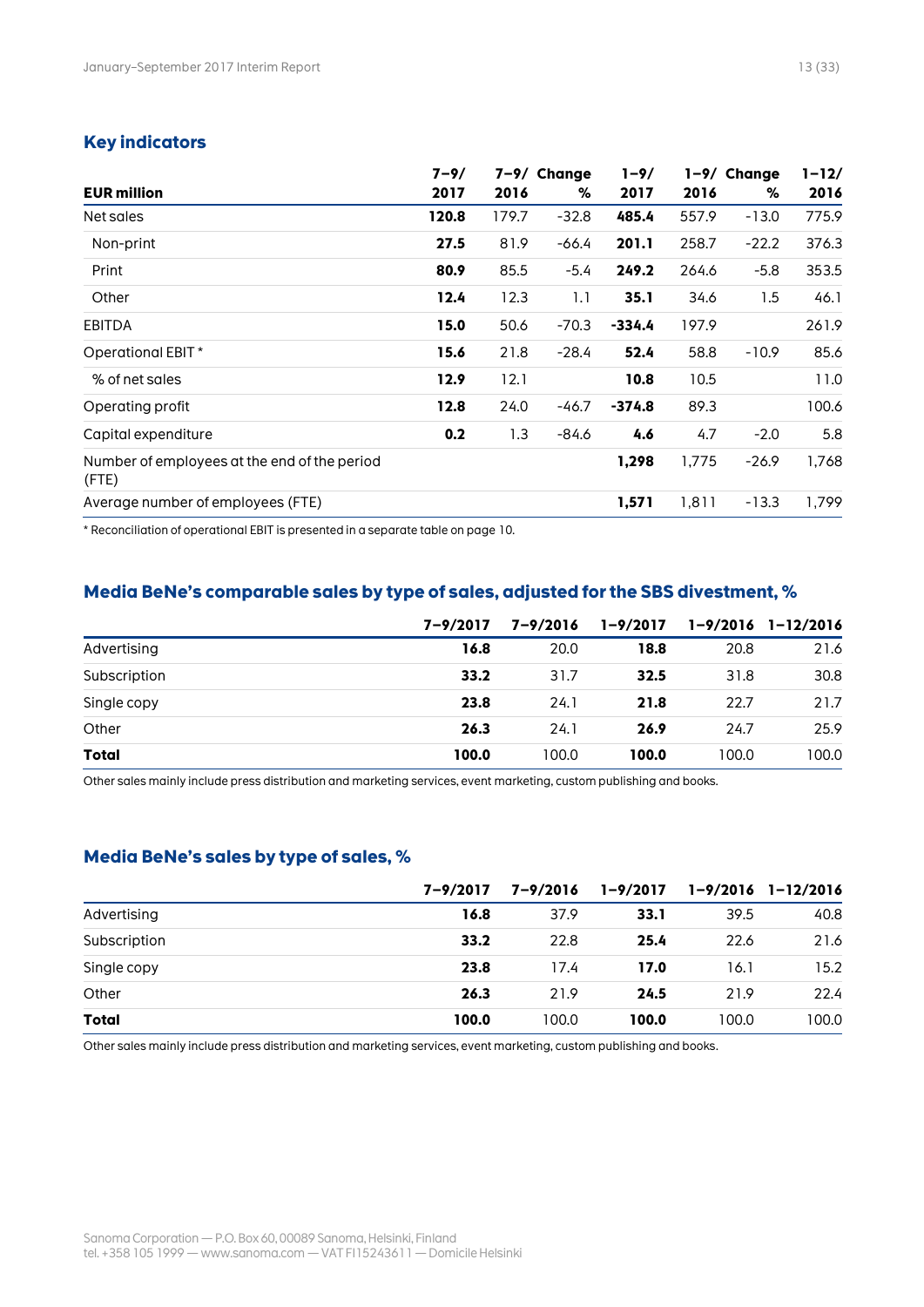## Key indicators

| EUR million | 7–9/ 2017 | 7–9/ 2016 | Change % | 1–9/ 2017 | 1–9/ 2016 | Change % | 1–12/ 2016 |
|---|---|---|---|---|---|---|---|
| Net sales | **120.8** | 179.7 | -32.8 | **485.4** | 557.9 | -13.0 | 775.9 |
| Non-print | **27.5** | 81.9 | -66.4 | **201.1** | 258.7 | -22.2 | 376.3 |
| Print | **80.9** | 85.5 | -5.4 | **249.2** | 264.6 | -5.8 | 353.5 |
| Other | **12.4** | 12.3 | 1.1 | **35.1** | 34.6 | 1.5 | 46.1 |
| EBITDA | **15.0** | 50.6 | -70.3 | **-334.4** | 197.9 | | 261.9 |
| Operational EBIT * | **15.6** | 21.8 | -28.4 | **52.4** | 58.8 | -10.9 | 85.6 |
| % of net sales | **12.9** | 12.1 | | **10.8** | 10.5 | | 11.0 |
| Operating profit | **12.8** | 24.0 | -46.7 | **-374.8** | 89.3 | | 100.6 |
| Capital expenditure | **0.2** | 1.3 | -84.6 | **4.6** | 4.7 | -2.0 | 5.8 |
| Number of employees at the end of the period (FTE) | | | | **1,298** | 1,775 | -26.9 | 1,768 |
| Average number of employees (FTE) | | | | **1,571** | 1,811 | -13.3 | 1,799 |

* Reconciliation of operational EBIT is presented in a separate table on page 10.

## Media BeNe's comparable sales by type of sales, adjusted for the SBS divestment, %

| | 7–9/2017 | 7–9/2016 | 1–9/2017 | 1–9/2016 | 1–12/2016 |
|---|---|---|---|---|---|
| Advertising | **16.8** | 20.0 | **18.8** | 20.8 | 21.6 |
| Subscription | **33.2** | 31.7 | **32.5** | 31.8 | 30.8 |
| Single copy | **23.8** | 24.1 | **21.8** | 22.7 | 21.7 |
| Other | **26.3** | 24.1 | **26.9** | 24.7 | 25.9 |
| **Total** | **100.0** | 100.0 | **100.0** | 100.0 | 100.0 |

Other sales mainly include press distribution and marketing services, event marketing, custom publishing and books.

## Media BeNe's sales by type of sales, %

| | 7–9/2017 | 7–9/2016 | 1–9/2017 | 1–9/2016 | 1–12/2016 |
|---|---|---|---|---|---|
| Advertising | **16.8** | 37.9 | **33.1** | 39.5 | 40.8 |
| Subscription | **33.2** | 22.8 | **25.4** | 22.6 | 21.6 |
| Single copy | **23.8** | 17.4 | **17.0** | 16.1 | 15.2 |
| Other | **26.3** | 21.9 | **24.5** | 21.9 | 22.4 |
| **Total** | **100.0** | 100.0 | **100.0** | 100.0 | 100.0 |

Other sales mainly include press distribution and marketing services, event marketing, custom publishing and books.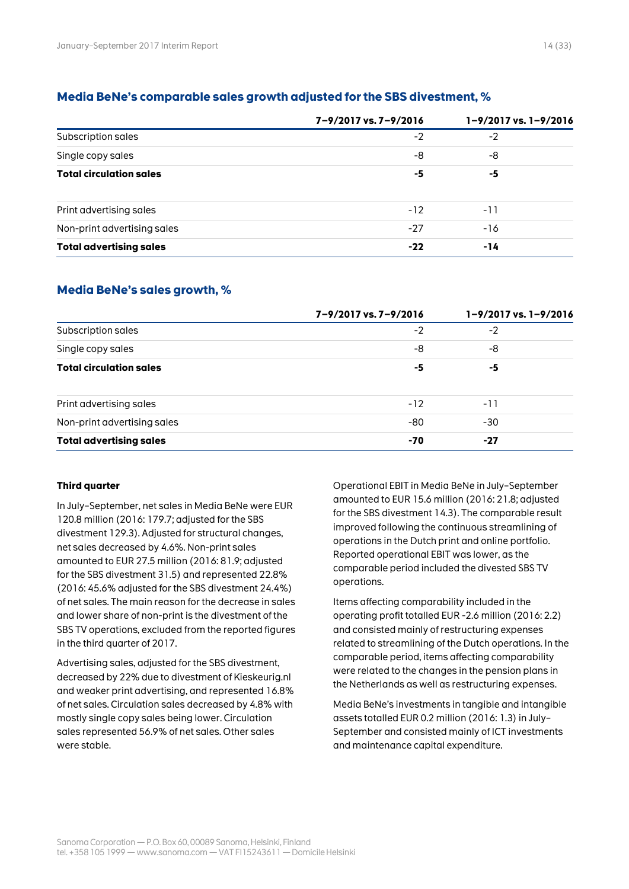## Media BeNe's comparable sales growth adjusted for the SBS divestment, %

| | 7–9/2017 vs. 7–9/2016 | 1–9/2017 vs. 1–9/2016 |
|---|---|---|
| Subscription sales | -2 | -2 |
| Single copy sales | -8 | -8 |
| **Total circulation sales** | **-5** | **-5** |
| | | |
| Print advertising sales | -12 | -11 |
| Non-print advertising sales | -27 | -16 |
| **Total advertising sales** | **-22** | **-14** |

## Media BeNe's sales growth, %

| | 7–9/2017 vs. 7–9/2016 | 1–9/2017 vs. 1–9/2016 |
|---|---|---|
| Subscription sales | -2 | -2 |
| Single copy sales | -8 | -8 |
| **Total circulation sales** | **-5** | **-5** |
| | | |
| Print advertising sales | -12 | -11 |
| Non-print advertising sales | -80 | -30 |
| **Total advertising sales** | **-70** | **-27** |

**Third quarter**

In July–September, net sales in Media BeNe were EUR 120.8 million (2016: 179.7; adjusted for the SBS divestment 129.3). Adjusted for structural changes, net sales decreased by 4.6%. Non-print sales amounted to EUR 27.5 million (2016: 81.9; adjusted for the SBS divestment 31.5) and represented 22.8% (2016: 45.6% adjusted for the SBS divestment 24.4%) of net sales. The main reason for the decrease in sales and lower share of non-print is the divestment of the SBS TV operations, excluded from the reported figures in the third quarter of 2017.

Advertising sales, adjusted for the SBS divestment, decreased by 22% due to divestment of Kieskeurig.nl and weaker print advertising, and represented 16.8% of net sales. Circulation sales decreased by 4.8% with mostly single copy sales being lower. Circulation sales represented 56.9% of net sales. Other sales were stable.

Operational EBIT in Media BeNe in July–September amounted to EUR 15.6 million (2016: 21.8; adjusted for the SBS divestment 14.3). The comparable result improved following the continuous streamlining of operations in the Dutch print and online portfolio. Reported operational EBIT was lower, as the comparable period included the divested SBS TV operations.

Items affecting comparability included in the operating profit totalled EUR -2.6 million (2016: 2.2) and consisted mainly of restructuring expenses related to streamlining of the Dutch operations. In the comparable period, items affecting comparability were related to the changes in the pension plans in the Netherlands as well as restructuring expenses.

Media BeNe's investments in tangible and intangible assets totalled EUR 0.2 million (2016: 1.3) in July–September and consisted mainly of ICT investments and maintenance capital expenditure.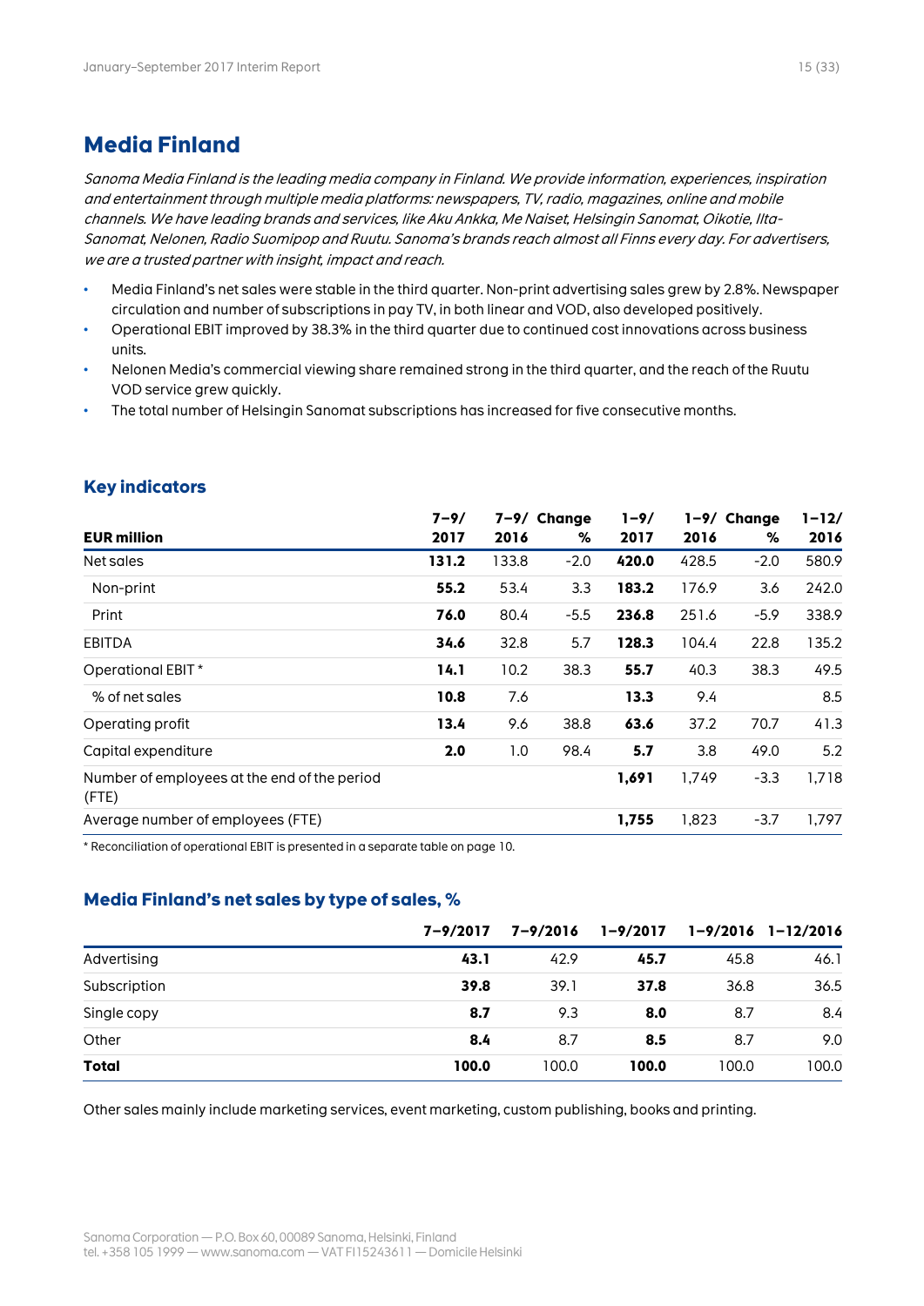# Media Finland

*Sanoma Media Finland is the leading media company in Finland. We provide information, experiences, inspiration and entertainment through multiple media platforms: newspapers, TV, radio, magazines, online and mobile channels. We have leading brands and services, like Aku Ankka, Me Naiset, Helsingin Sanomat, Oikotie, Ilta-Sanomat, Nelonen, Radio Suomipop and Ruutu. Sanoma's brands reach almost all Finns every day. For advertisers, we are a trusted partner with insight, impact and reach.*

- Media Finland's net sales were stable in the third quarter. Non-print advertising sales grew by 2.8%. Newspaper circulation and number of subscriptions in pay TV, in both linear and VOD, also developed positively.
- Operational EBIT improved by 38.3% in the third quarter due to continued cost innovations across business units.
- Nelonen Media's commercial viewing share remained strong in the third quarter, and the reach of the Ruutu VOD service grew quickly.
- The total number of Helsingin Sanomat subscriptions has increased for five consecutive months.

## Key indicators

| EUR million | 7–9/ 2017 | 7–9/ 2016 | Change % | 1–9/ 2017 | 1–9/ 2016 | Change % | 1–12/ 2016 |
|---|---|---|---|---|---|---|---|
| Net sales | **131.2** | 133.8 | -2.0 | **420.0** | 428.5 | -2.0 | 580.9 |
| Non-print | **55.2** | 53.4 | 3.3 | **183.2** | 176.9 | 3.6 | 242.0 |
| Print | **76.0** | 80.4 | -5.5 | **236.8** | 251.6 | -5.9 | 338.9 |
| EBITDA | **34.6** | 32.8 | 5.7 | **128.3** | 104.4 | 22.8 | 135.2 |
| Operational EBIT * | **14.1** | 10.2 | 38.3 | **55.7** | 40.3 | 38.3 | 49.5 |
| % of net sales | **10.8** | 7.6 | | **13.3** | 9.4 | | 8.5 |
| Operating profit | **13.4** | 9.6 | 38.8 | **63.6** | 37.2 | 70.7 | 41.3 |
| Capital expenditure | **2.0** | 1.0 | 98.4 | **5.7** | 3.8 | 49.0 | 5.2 |
| Number of employees at the end of the period (FTE) | | | | **1,691** | 1,749 | -3.3 | 1,718 |
| Average number of employees (FTE) | | | | **1,755** | 1,823 | -3.7 | 1,797 |

\* Reconciliation of operational EBIT is presented in a separate table on page 10.

## Media Finland's net sales by type of sales, %

| | 7–9/2017 | 7–9/2016 | 1–9/2017 | 1–9/2016 | 1–12/2016 |
|---|---|---|---|---|---|
| Advertising | **43.1** | 42.9 | **45.7** | 45.8 | 46.1 |
| Subscription | **39.8** | 39.1 | **37.8** | 36.8 | 36.5 |
| Single copy | **8.7** | 9.3 | **8.0** | 8.7 | 8.4 |
| Other | **8.4** | 8.7 | **8.5** | 8.7 | 9.0 |
| **Total** | **100.0** | 100.0 | **100.0** | 100.0 | 100.0 |

Other sales mainly include marketing services, event marketing, custom publishing, books and printing.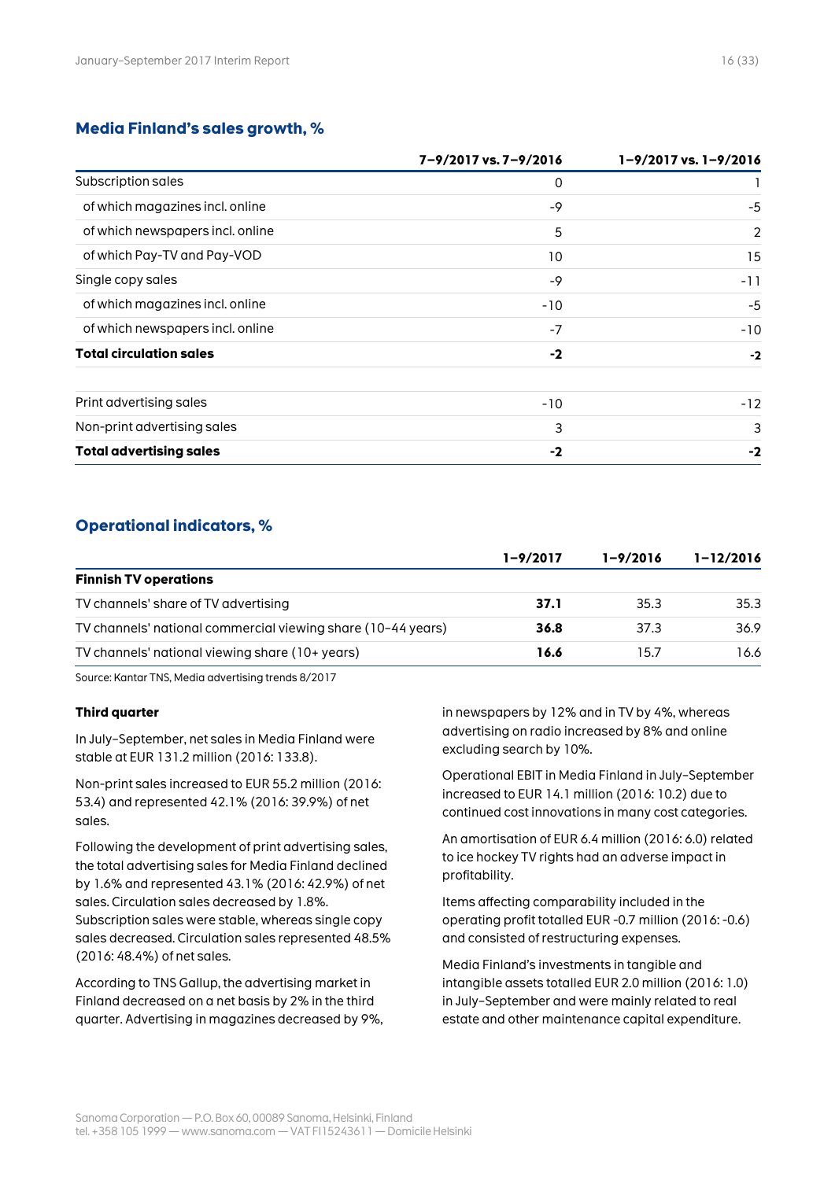## Media Finland's sales growth, %

| | 7–9/2017 vs. 7–9/2016 | 1–9/2017 vs. 1–9/2016 |
|---|---|---|
| Subscription sales | 0 | 1 |
| of which magazines incl. online | -9 | -5 |
| of which newspapers incl. online | 5 | 2 |
| of which Pay-TV and Pay-VOD | 10 | 15 |
| Single copy sales | -9 | -11 |
| of which magazines incl. online | -10 | -5 |
| of which newspapers incl. online | -7 | -10 |
| **Total circulation sales** | **-2** | **-2** |
| | | |
| Print advertising sales | -10 | -12 |
| Non-print advertising sales | 3 | 3 |
| **Total advertising sales** | **-2** | **-2** |

## Operational indicators, %

| | 1–9/2017 | 1–9/2016 | 1–12/2016 |
|---|---|---|---|
| **Finnish TV operations** | | | |
| TV channels' share of TV advertising | **37.1** | 35.3 | 35.3 |
| TV channels' national commercial viewing share (10–44 years) | **36.8** | 37.3 | 36.9 |
| TV channels' national viewing share (10+ years) | **16.6** | 15.7 | 16.6 |

Source: Kantar TNS, Media advertising trends 8/2017

**Third quarter**

In July–September, net sales in Media Finland were stable at EUR 131.2 million (2016: 133.8).

Non-print sales increased to EUR 55.2 million (2016: 53.4) and represented 42.1% (2016: 39.9%) of net sales.

Following the development of print advertising sales, the total advertising sales for Media Finland declined by 1.6% and represented 43.1% (2016: 42.9%) of net sales. Circulation sales decreased by 1.8%. Subscription sales were stable, whereas single copy sales decreased. Circulation sales represented 48.5% (2016: 48.4%) of net sales.

According to TNS Gallup, the advertising market in Finland decreased on a net basis by 2% in the third quarter. Advertising in magazines decreased by 9%, in newspapers by 12% and in TV by 4%, whereas advertising on radio increased by 8% and online excluding search by 10%.

Operational EBIT in Media Finland in July–September increased to EUR 14.1 million (2016: 10.2) due to continued cost innovations in many cost categories.

An amortisation of EUR 6.4 million (2016: 6.0) related to ice hockey TV rights had an adverse impact in profitability.

Items affecting comparability included in the operating profit totalled EUR -0.7 million (2016: -0.6) and consisted of restructuring expenses.

Media Finland's investments in tangible and intangible assets totalled EUR 2.0 million (2016: 1.0) in July–September and were mainly related to real estate and other maintenance capital expenditure.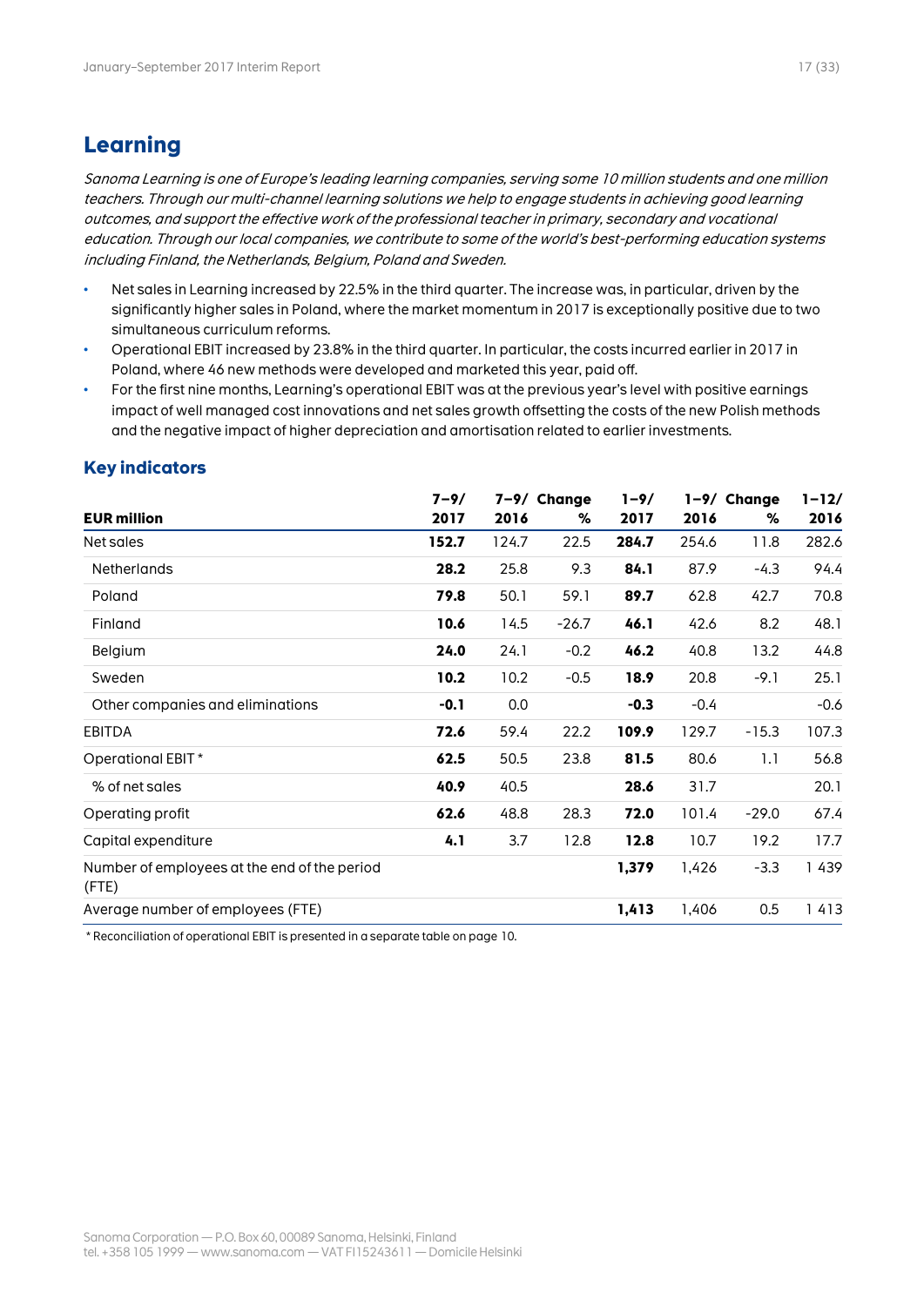# Learning

*Sanoma Learning is one of Europe's leading learning companies, serving some 10 million students and one million teachers. Through our multi-channel learning solutions we help to engage students in achieving good learning outcomes, and support the effective work of the professional teacher in primary, secondary and vocational education. Through our local companies, we contribute to some of the world's best-performing education systems including Finland, the Netherlands, Belgium, Poland and Sweden.*

- Net sales in Learning increased by 22.5% in the third quarter. The increase was, in particular, driven by the significantly higher sales in Poland, where the market momentum in 2017 is exceptionally positive due to two simultaneous curriculum reforms.
- Operational EBIT increased by 23.8% in the third quarter. In particular, the costs incurred earlier in 2017 in Poland, where 46 new methods were developed and marketed this year, paid off.
- For the first nine months, Learning's operational EBIT was at the previous year's level with positive earnings impact of well managed cost innovations and net sales growth offsetting the costs of the new Polish methods and the negative impact of higher depreciation and amortisation related to earlier investments.

## Key indicators

| EUR million | 7–9/ 2017 | 7–9/ 2016 | Change % | 1–9/ 2017 | 1–9/ 2016 | Change % | 1–12/ 2016 |
|---|---|---|---|---|---|---|---|
| Net sales | **152.7** | 124.7 | 22.5 | **284.7** | 254.6 | 11.8 | 282.6 |
| Netherlands | **28.2** | 25.8 | 9.3 | **84.1** | 87.9 | -4.3 | 94.4 |
| Poland | **79.8** | 50.1 | 59.1 | **89.7** | 62.8 | 42.7 | 70.8 |
| Finland | **10.6** | 14.5 | -26.7 | **46.1** | 42.6 | 8.2 | 48.1 |
| Belgium | **24.0** | 24.1 | -0.2 | **46.2** | 40.8 | 13.2 | 44.8 |
| Sweden | **10.2** | 10.2 | -0.5 | **18.9** | 20.8 | -9.1 | 25.1 |
| Other companies and eliminations | **-0.1** | 0.0 | | **-0.3** | -0.4 | | -0.6 |
| EBITDA | **72.6** | 59.4 | 22.2 | **109.9** | 129.7 | -15.3 | 107.3 |
| Operational EBIT * | **62.5** | 50.5 | 23.8 | **81.5** | 80.6 | 1.1 | 56.8 |
| % of net sales | **40.9** | 40.5 | | **28.6** | 31.7 | | 20.1 |
| Operating profit | **62.6** | 48.8 | 28.3 | **72.0** | 101.4 | -29.0 | 67.4 |
| Capital expenditure | **4.1** | 3.7 | 12.8 | **12.8** | 10.7 | 19.2 | 17.7 |
| Number of employees at the end of the period (FTE) | | | | **1,379** | 1,426 | -3.3 | 1 439 |
| Average number of employees (FTE) | | | | **1,413** | 1,406 | 0.5 | 1 413 |

* Reconciliation of operational EBIT is presented in a separate table on page 10.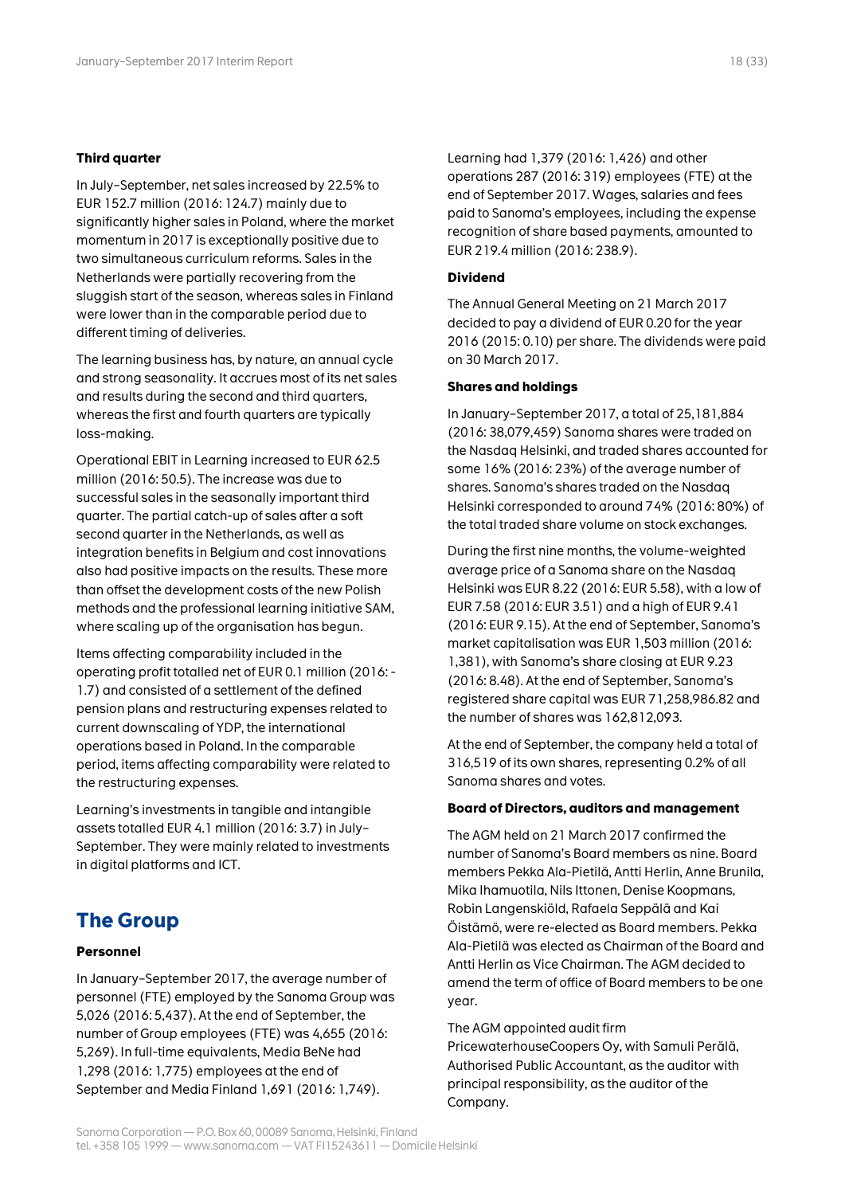#### Third quarter

In July–September, net sales increased by 22.5% to EUR 152.7 million (2016: 124.7) mainly due to significantly higher sales in Poland, where the market momentum in 2017 is exceptionally positive due to two simultaneous curriculum reforms. Sales in the Netherlands were partially recovering from the sluggish start of the season, whereas sales in Finland were lower than in the comparable period due to different timing of deliveries.

The learning business has, by nature, an annual cycle and strong seasonality. It accrues most of its net sales and results during the second and third quarters, whereas the first and fourth quarters are typically loss-making.

Operational EBIT in Learning increased to EUR 62.5 million (2016: 50.5). The increase was due to successful sales in the seasonally important third quarter. The partial catch-up of sales after a soft second quarter in the Netherlands, as well as integration benefits in Belgium and cost innovations also had positive impacts on the results. These more than offset the development costs of the new Polish methods and the professional learning initiative SAM, where scaling up of the organisation has begun.

Items affecting comparability included in the operating profit totalled net of EUR 0.1 million (2016: -1.7) and consisted of a settlement of the defined pension plans and restructuring expenses related to current downscaling of YDP, the international operations based in Poland. In the comparable period, items affecting comparability were related to the restructuring expenses.

Learning's investments in tangible and intangible assets totalled EUR 4.1 million (2016: 3.7) in July–September. They were mainly related to investments in digital platforms and ICT.

## The Group

#### Personnel

In January–September 2017, the average number of personnel (FTE) employed by the Sanoma Group was 5,026 (2016: 5,437). At the end of September, the number of Group employees (FTE) was 4,655 (2016: 5,269). In full-time equivalents, Media BeNe had 1,298 (2016: 1,775) employees at the end of September and Media Finland 1,691 (2016: 1,749). Learning had 1,379 (2016: 1,426) and other operations 287 (2016: 319) employees (FTE) at the end of September 2017. Wages, salaries and fees paid to Sanoma's employees, including the expense recognition of share based payments, amounted to EUR 219.4 million (2016: 238.9).

#### Dividend

The Annual General Meeting on 21 March 2017 decided to pay a dividend of EUR 0.20 for the year 2016 (2015: 0.10) per share. The dividends were paid on 30 March 2017.

#### Shares and holdings

In January–September 2017, a total of 25,181,884 (2016: 38,079,459) Sanoma shares were traded on the Nasdaq Helsinki, and traded shares accounted for some 16% (2016: 23%) of the average number of shares. Sanoma's shares traded on the Nasdaq Helsinki corresponded to around 74% (2016: 80%) of the total traded share volume on stock exchanges.

During the first nine months, the volume-weighted average price of a Sanoma share on the Nasdaq Helsinki was EUR 8.22 (2016: EUR 5.58), with a low of EUR 7.58 (2016: EUR 3.51) and a high of EUR 9.41 (2016: EUR 9.15). At the end of September, Sanoma's market capitalisation was EUR 1,503 million (2016: 1,381), with Sanoma's share closing at EUR 9.23 (2016: 8.48). At the end of September, Sanoma's registered share capital was EUR 71,258,986.82 and the number of shares was 162,812,093.

At the end of September, the company held a total of 316,519 of its own shares, representing 0.2% of all Sanoma shares and votes.

#### Board of Directors, auditors and management

The AGM held on 21 March 2017 confirmed the number of Sanoma's Board members as nine. Board members Pekka Ala-Pietilä, Antti Herlin, Anne Brunila, Mika Ihamuotila, Nils Ittonen, Denise Koopmans, Robin Langenskiöld, Rafaela Seppälä and Kai Öistämö, were re-elected as Board members. Pekka Ala-Pietilä was elected as Chairman of the Board and Antti Herlin as Vice Chairman. The AGM decided to amend the term of office of Board members to be one year.

The AGM appointed audit firm PricewaterhouseCoopers Oy, with Samuli Perälä, Authorised Public Accountant, as the auditor with principal responsibility, as the auditor of the Company.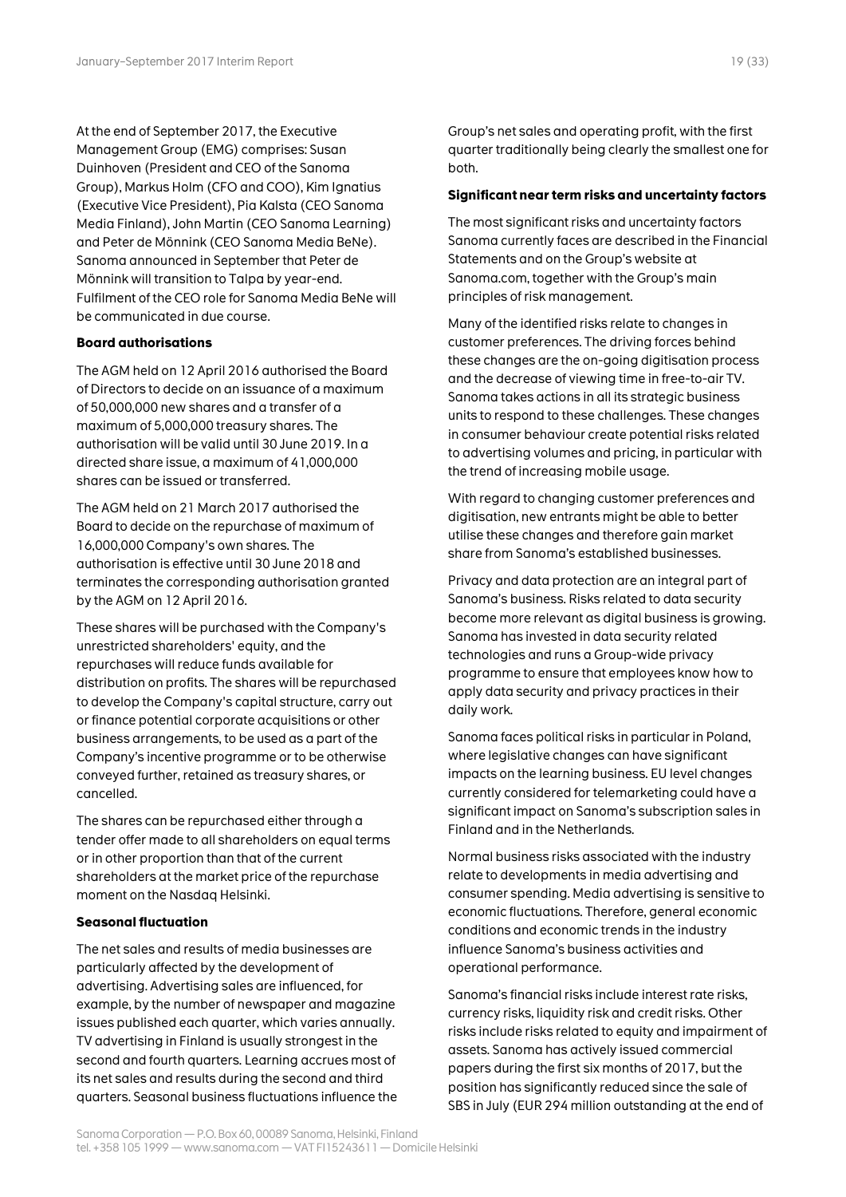At the end of September 2017, the Executive Management Group (EMG) comprises: Susan Duinhoven (President and CEO of the Sanoma Group), Markus Holm (CFO and COO), Kim Ignatius (Executive Vice President), Pia Kalsta (CEO Sanoma Media Finland), John Martin (CEO Sanoma Learning) and Peter de Mönnink (CEO Sanoma Media BeNe). Sanoma announced in September that Peter de Mönnink will transition to Talpa by year-end. Fulfilment of the CEO role for Sanoma Media BeNe will be communicated in due course.

**Board authorisations**

The AGM held on 12 April 2016 authorised the Board of Directors to decide on an issuance of a maximum of 50,000,000 new shares and a transfer of a maximum of 5,000,000 treasury shares. The authorisation will be valid until 30 June 2019. In a directed share issue, a maximum of 41,000,000 shares can be issued or transferred.

The AGM held on 21 March 2017 authorised the Board to decide on the repurchase of maximum of 16,000,000 Company's own shares. The authorisation is effective until 30 June 2018 and terminates the corresponding authorisation granted by the AGM on 12 April 2016.

These shares will be purchased with the Company's unrestricted shareholders' equity, and the repurchases will reduce funds available for distribution on profits. The shares will be repurchased to develop the Company's capital structure, carry out or finance potential corporate acquisitions or other business arrangements, to be used as a part of the Company's incentive programme or to be otherwise conveyed further, retained as treasury shares, or cancelled.

The shares can be repurchased either through a tender offer made to all shareholders on equal terms or in other proportion than that of the current shareholders at the market price of the repurchase moment on the Nasdaq Helsinki.

**Seasonal fluctuation**

The net sales and results of media businesses are particularly affected by the development of advertising. Advertising sales are influenced, for example, by the number of newspaper and magazine issues published each quarter, which varies annually. TV advertising in Finland is usually strongest in the second and fourth quarters. Learning accrues most of its net sales and results during the second and third quarters. Seasonal business fluctuations influence the Group's net sales and operating profit, with the first quarter traditionally being clearly the smallest one for both.

**Significant near term risks and uncertainty factors**

The most significant risks and uncertainty factors Sanoma currently faces are described in the Financial Statements and on the Group's website at Sanoma.com, together with the Group's main principles of risk management.

Many of the identified risks relate to changes in customer preferences. The driving forces behind these changes are the on-going digitisation process and the decrease of viewing time in free-to-air TV. Sanoma takes actions in all its strategic business units to respond to these challenges. These changes in consumer behaviour create potential risks related to advertising volumes and pricing, in particular with the trend of increasing mobile usage.

With regard to changing customer preferences and digitisation, new entrants might be able to better utilise these changes and therefore gain market share from Sanoma's established businesses.

Privacy and data protection are an integral part of Sanoma's business. Risks related to data security become more relevant as digital business is growing. Sanoma has invested in data security related technologies and runs a Group-wide privacy programme to ensure that employees know how to apply data security and privacy practices in their daily work.

Sanoma faces political risks in particular in Poland, where legislative changes can have significant impacts on the learning business. EU level changes currently considered for telemarketing could have a significant impact on Sanoma's subscription sales in Finland and in the Netherlands.

Normal business risks associated with the industry relate to developments in media advertising and consumer spending. Media advertising is sensitive to economic fluctuations. Therefore, general economic conditions and economic trends in the industry influence Sanoma's business activities and operational performance.

Sanoma's financial risks include interest rate risks, currency risks, liquidity risk and credit risks. Other risks include risks related to equity and impairment of assets. Sanoma has actively issued commercial papers during the first six months of 2017, but the position has significantly reduced since the sale of SBS in July (EUR 294 million outstanding at the end of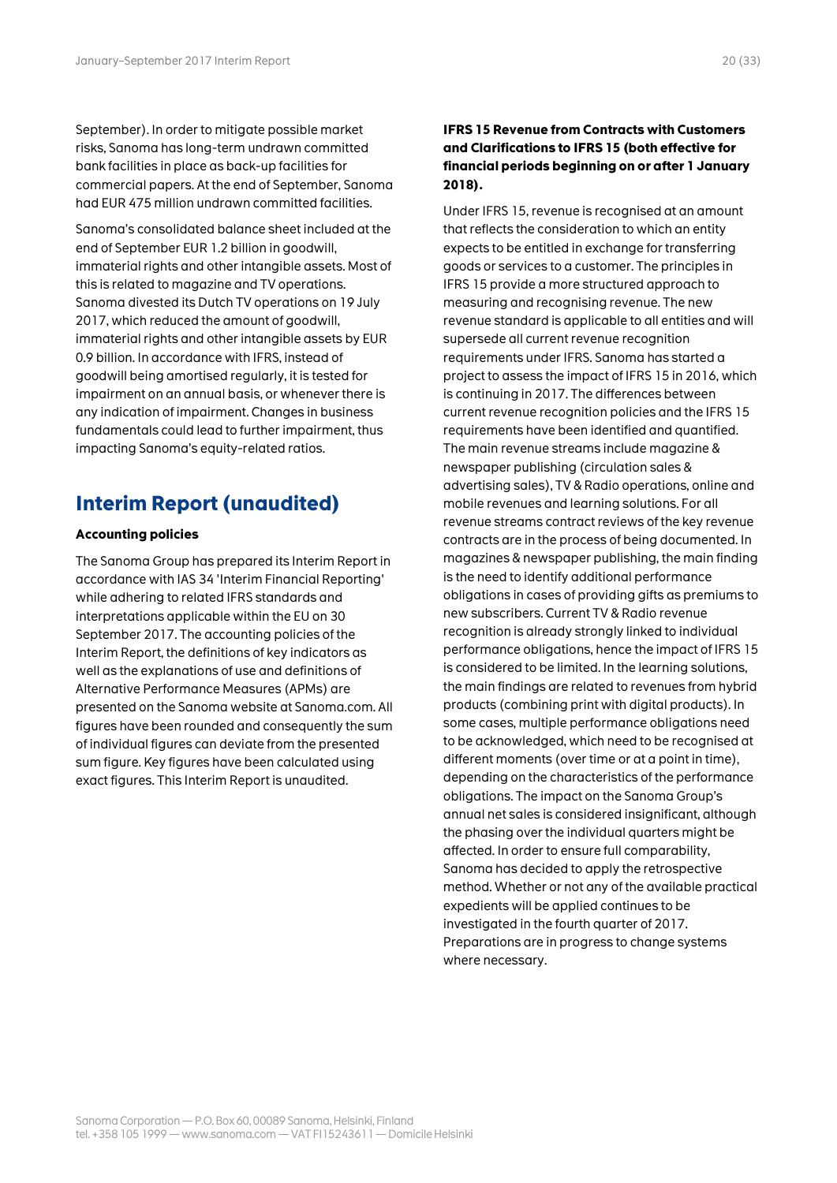September). In order to mitigate possible market risks, Sanoma has long-term undrawn committed bank facilities in place as back-up facilities for commercial papers. At the end of September, Sanoma had EUR 475 million undrawn committed facilities.

Sanoma's consolidated balance sheet included at the end of September EUR 1.2 billion in goodwill, immaterial rights and other intangible assets. Most of this is related to magazine and TV operations. Sanoma divested its Dutch TV operations on 19 July 2017, which reduced the amount of goodwill, immaterial rights and other intangible assets by EUR 0.9 billion. In accordance with IFRS, instead of goodwill being amortised regularly, it is tested for impairment on an annual basis, or whenever there is any indication of impairment. Changes in business fundamentals could lead to further impairment, thus impacting Sanoma's equity-related ratios.

## Interim Report (unaudited)

**Accounting policies**

The Sanoma Group has prepared its Interim Report in accordance with IAS 34 'Interim Financial Reporting' while adhering to related IFRS standards and interpretations applicable within the EU on 30 September 2017. The accounting policies of the Interim Report, the definitions of key indicators as well as the explanations of use and definitions of Alternative Performance Measures (APMs) are presented on the Sanoma website at Sanoma.com. All figures have been rounded and consequently the sum of individual figures can deviate from the presented sum figure. Key figures have been calculated using exact figures. This Interim Report is unaudited.

**IFRS 15 Revenue from Contracts with Customers and Clarifications to IFRS 15 (both effective for financial periods beginning on or after 1 January 2018).**

Under IFRS 15, revenue is recognised at an amount that reflects the consideration to which an entity expects to be entitled in exchange for transferring goods or services to a customer. The principles in IFRS 15 provide a more structured approach to measuring and recognising revenue. The new revenue standard is applicable to all entities and will supersede all current revenue recognition requirements under IFRS. Sanoma has started a project to assess the impact of IFRS 15 in 2016, which is continuing in 2017. The differences between current revenue recognition policies and the IFRS 15 requirements have been identified and quantified. The main revenue streams include magazine & newspaper publishing (circulation sales & advertising sales), TV & Radio operations, online and mobile revenues and learning solutions. For all revenue streams contract reviews of the key revenue contracts are in the process of being documented. In magazines & newspaper publishing, the main finding is the need to identify additional performance obligations in cases of providing gifts as premiums to new subscribers. Current TV & Radio revenue recognition is already strongly linked to individual performance obligations, hence the impact of IFRS 15 is considered to be limited. In the learning solutions, the main findings are related to revenues from hybrid products (combining print with digital products). In some cases, multiple performance obligations need to be acknowledged, which need to be recognised at different moments (over time or at a point in time), depending on the characteristics of the performance obligations. The impact on the Sanoma Group's annual net sales is considered insignificant, although the phasing over the individual quarters might be affected. In order to ensure full comparability, Sanoma has decided to apply the retrospective method. Whether or not any of the available practical expedients will be applied continues to be investigated in the fourth quarter of 2017. Preparations are in progress to change systems where necessary.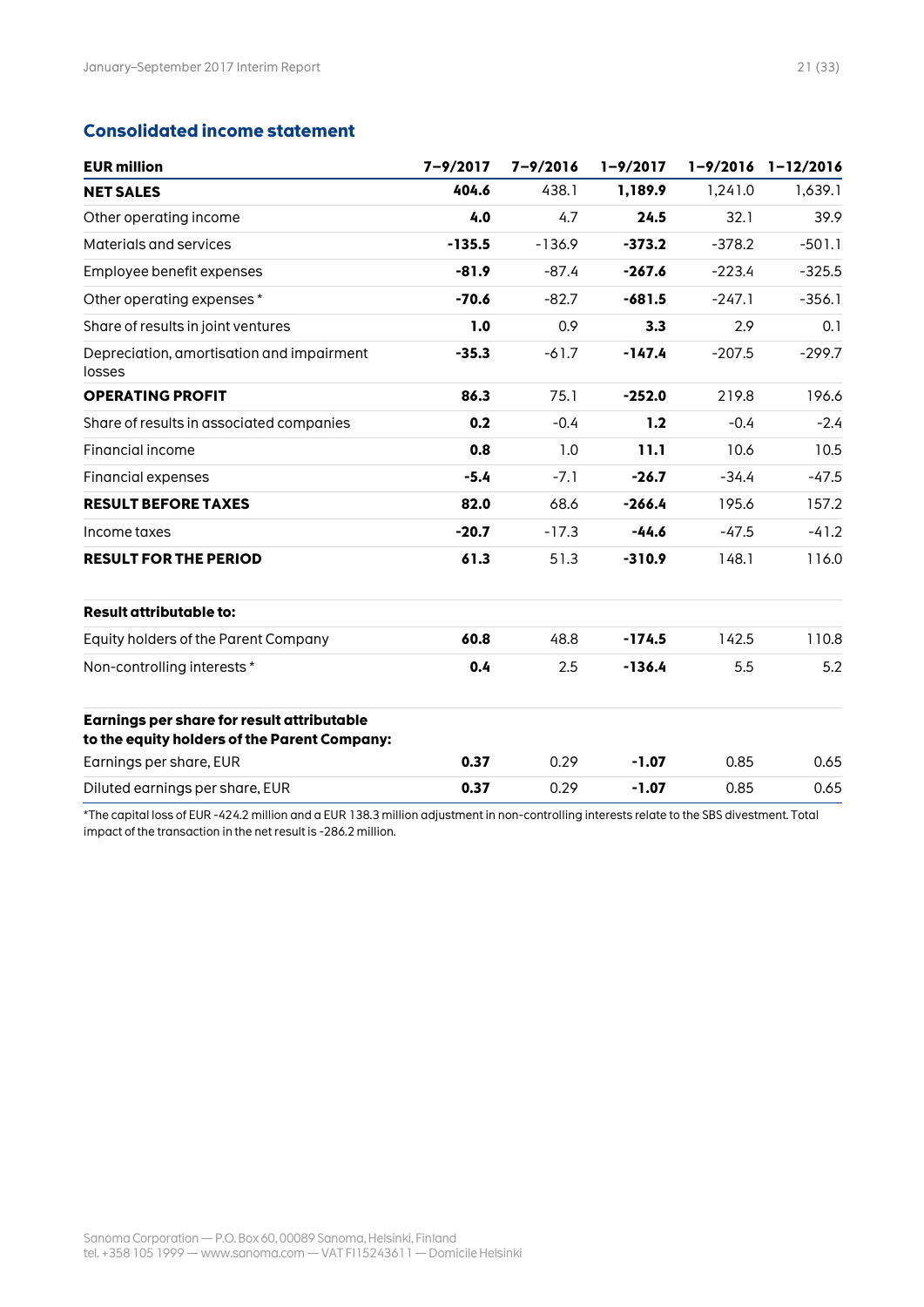## Consolidated income statement

| EUR million | 7–9/2017 | 7–9/2016 | 1–9/2017 | 1–9/2016 | 1–12/2016 |
|---|---|---|---|---|---|
| **NET SALES** | **404.6** | 438.1 | **1,189.9** | 1,241.0 | 1,639.1 |
| Other operating income | **4.0** | 4.7 | **24.5** | 32.1 | 39.9 |
| Materials and services | **-135.5** | -136.9 | **-373.2** | -378.2 | -501.1 |
| Employee benefit expenses | **-81.9** | -87.4 | **-267.6** | -223.4 | -325.5 |
| Other operating expenses * | **-70.6** | -82.7 | **-681.5** | -247.1 | -356.1 |
| Share of results in joint ventures | **1.0** | 0.9 | **3.3** | 2.9 | 0.1 |
| Depreciation, amortisation and impairment losses | **-35.3** | -61.7 | **-147.4** | -207.5 | -299.7 |
| **OPERATING PROFIT** | **86.3** | 75.1 | **-252.0** | 219.8 | 196.6 |
| Share of results in associated companies | **0.2** | -0.4 | **1.2** | -0.4 | -2.4 |
| Financial income | **0.8** | 1.0 | **11.1** | 10.6 | 10.5 |
| Financial expenses | **-5.4** | -7.1 | **-26.7** | -34.4 | -47.5 |
| **RESULT BEFORE TAXES** | **82.0** | 68.6 | **-266.4** | 195.6 | 157.2 |
| Income taxes | **-20.7** | -17.3 | **-44.6** | -47.5 | -41.2 |
| **RESULT FOR THE PERIOD** | **61.3** | 51.3 | **-310.9** | 148.1 | 116.0 |
| | | | | | |
| **Result attributable to:** | | | | | |
| Equity holders of the Parent Company | **60.8** | 48.8 | **-174.5** | 142.5 | 110.8 |
| Non-controlling interests * | **0.4** | 2.5 | **-136.4** | 5.5 | 5.2 |
| | | | | | |
| **Earnings per share for result attributable to the equity holders of the Parent Company:** | | | | | |
| Earnings per share, EUR | **0.37** | 0.29 | **-1.07** | 0.85 | 0.65 |
| Diluted earnings per share, EUR | **0.37** | 0.29 | **-1.07** | 0.85 | 0.65 |

*The capital loss of EUR -424.2 million and a EUR 138.3 million adjustment in non-controlling interests relate to the SBS divestment. Total impact of the transaction in the net result is -286.2 million.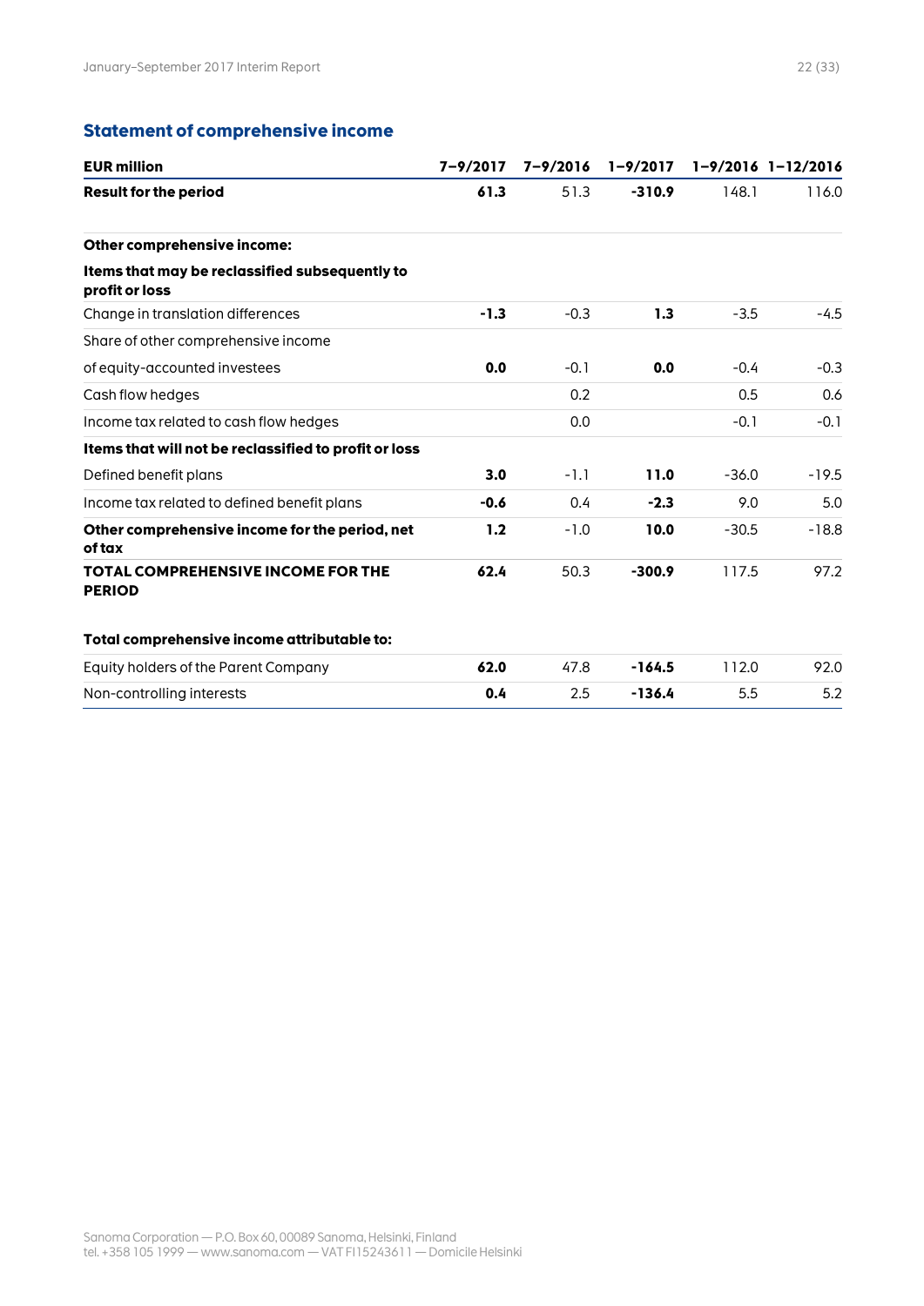## Statement of comprehensive income

| EUR million | 7–9/2017 | 7–9/2016 | 1–9/2017 | 1–9/2016 | 1–12/2016 |
|---|---|---|---|---|---|
| **Result for the period** | **61.3** | 51.3 | **-310.9** | 148.1 | 116.0 |
| | | | | | |
| **Other comprehensive income:** | | | | | |
| **Items that may be reclassified subsequently to profit or loss** | | | | | |
| Change in translation differences | **-1.3** | -0.3 | **1.3** | -3.5 | -4.5 |
| Share of other comprehensive income | | | | | |
| of equity-accounted investees | **0.0** | -0.1 | **0.0** | -0.4 | -0.3 |
| Cash flow hedges | | 0.2 | | 0.5 | 0.6 |
| Income tax related to cash flow hedges | | 0.0 | | -0.1 | -0.1 |
| **Items that will not be reclassified to profit or loss** | | | | | |
| Defined benefit plans | **3.0** | -1.1 | **11.0** | -36.0 | -19.5 |
| Income tax related to defined benefit plans | **-0.6** | 0.4 | **-2.3** | 9.0 | 5.0 |
| **Other comprehensive income for the period, net of tax** | **1.2** | -1.0 | **10.0** | -30.5 | -18.8 |
| **TOTAL COMPREHENSIVE INCOME FOR THE PERIOD** | **62.4** | 50.3 | **-300.9** | 117.5 | 97.2 |
| | | | | | |
| **Total comprehensive income attributable to:** | | | | | |
| Equity holders of the Parent Company | **62.0** | 47.8 | **-164.5** | 112.0 | 92.0 |
| Non-controlling interests | **0.4** | 2.5 | **-136.4** | 5.5 | 5.2 |

Sanoma Corporation — P.O. Box 60, 00089 Sanoma, Helsinki, Finland
tel. +358 105 1999 — www.sanoma.com — VAT FI15243611 — Domicile Helsinki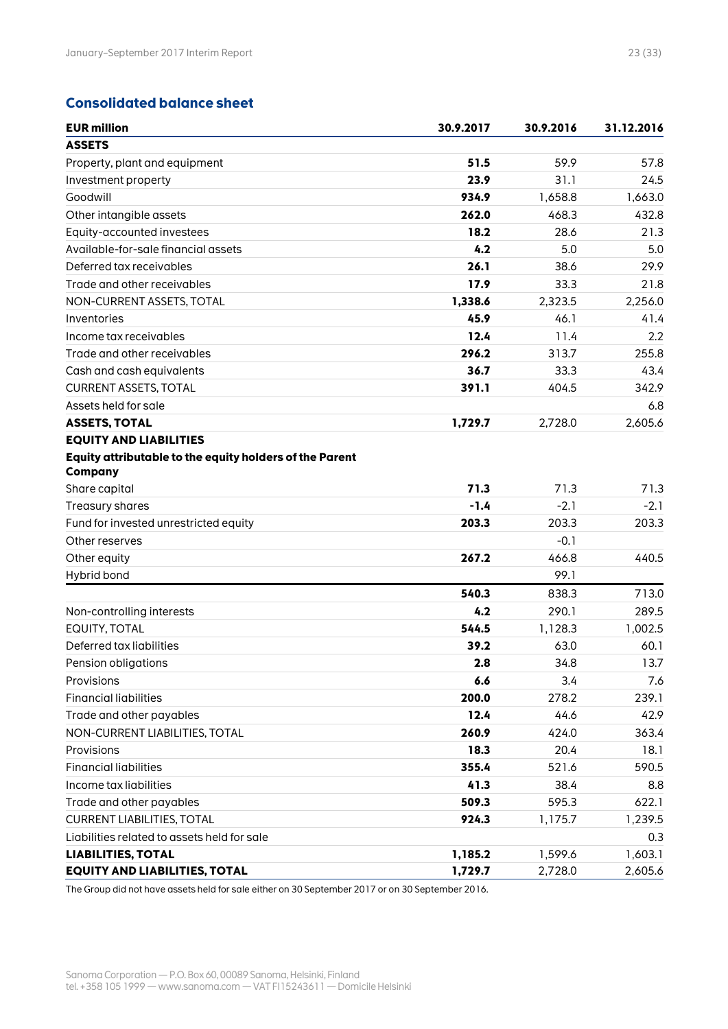## Consolidated balance sheet

| EUR million | 30.9.2017 | 30.9.2016 | 31.12.2016 |
|---|---|---|---|
| **ASSETS** | | | |
| Property, plant and equipment | **51.5** | 59.9 | 57.8 |
| Investment property | **23.9** | 31.1 | 24.5 |
| Goodwill | **934.9** | 1,658.8 | 1,663.0 |
| Other intangible assets | **262.0** | 468.3 | 432.8 |
| Equity-accounted investees | **18.2** | 28.6 | 21.3 |
| Available-for-sale financial assets | **4.2** | 5.0 | 5.0 |
| Deferred tax receivables | **26.1** | 38.6 | 29.9 |
| Trade and other receivables | **17.9** | 33.3 | 21.8 |
| NON-CURRENT ASSETS, TOTAL | **1,338.6** | 2,323.5 | 2,256.0 |
| Inventories | **45.9** | 46.1 | 41.4 |
| Income tax receivables | **12.4** | 11.4 | 2.2 |
| Trade and other receivables | **296.2** | 313.7 | 255.8 |
| Cash and cash equivalents | **36.7** | 33.3 | 43.4 |
| CURRENT ASSETS, TOTAL | **391.1** | 404.5 | 342.9 |
| Assets held for sale | | | 6.8 |
| **ASSETS, TOTAL** | **1,729.7** | 2,728.0 | 2,605.6 |
| **EQUITY AND LIABILITIES** | | | |
| **Equity attributable to the equity holders of the Parent Company** | | | |
| Share capital | **71.3** | 71.3 | 71.3 |
| Treasury shares | **-1.4** | -2.1 | -2.1 |
| Fund for invested unrestricted equity | **203.3** | 203.3 | 203.3 |
| Other reserves | | -0.1 | |
| Other equity | **267.2** | 466.8 | 440.5 |
| Hybrid bond | | 99.1 | |
| | **540.3** | 838.3 | 713.0 |
| Non-controlling interests | **4.2** | 290.1 | 289.5 |
| EQUITY, TOTAL | **544.5** | 1,128.3 | 1,002.5 |
| Deferred tax liabilities | **39.2** | 63.0 | 60.1 |
| Pension obligations | **2.8** | 34.8 | 13.7 |
| Provisions | **6.6** | 3.4 | 7.6 |
| Financial liabilities | **200.0** | 278.2 | 239.1 |
| Trade and other payables | **12.4** | 44.6 | 42.9 |
| NON-CURRENT LIABILITIES, TOTAL | **260.9** | 424.0 | 363.4 |
| Provisions | **18.3** | 20.4 | 18.1 |
| Financial liabilities | **355.4** | 521.6 | 590.5 |
| Income tax liabilities | **41.3** | 38.4 | 8.8 |
| Trade and other payables | **509.3** | 595.3 | 622.1 |
| CURRENT LIABILITIES, TOTAL | **924.3** | 1,175.7 | 1,239.5 |
| Liabilities related to assets held for sale | | | 0.3 |
| **LIABILITIES, TOTAL** | **1,185.2** | 1,599.6 | 1,603.1 |
| **EQUITY AND LIABILITIES, TOTAL** | **1,729.7** | 2,728.0 | 2,605.6 |

The Group did not have assets held for sale either on 30 September 2017 or on 30 September 2016.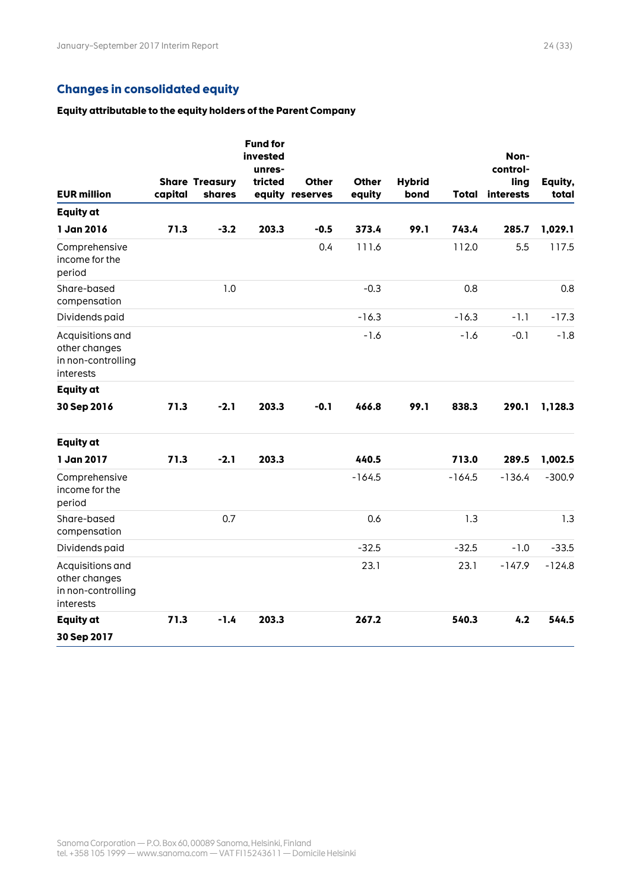## Changes in consolidated equity

**Equity attributable to the equity holders of the Parent Company**

| EUR million | Share capital | Treasury shares | Fund for invested unrestricted equity | Other reserves | Other equity | Hybrid bond | Total | Non-controlling interests | Equity, total |
|---|---|---|---|---|---|---|---|---|---|
| **Equity at 1 Jan 2016** | **71.3** | **-3.2** | **203.3** | **-0.5** | **373.4** | **99.1** | **743.4** | **285.7** | **1,029.1** |
| Comprehensive income for the period | | | | 0.4 | 111.6 | | 112.0 | 5.5 | 117.5 |
| Share-based compensation | | 1.0 | | | -0.3 | | 0.8 | | 0.8 |
| Dividends paid | | | | | -16.3 | | -16.3 | -1.1 | -17.3 |
| Acquisitions and other changes in non-controlling interests | | | | | -1.6 | | -1.6 | -0.1 | -1.8 |
| **Equity at 30 Sep 2016** | **71.3** | **-2.1** | **203.3** | **-0.1** | **466.8** | **99.1** | **838.3** | **290.1** | **1,128.3** |
| **Equity at 1 Jan 2017** | **71.3** | **-2.1** | **203.3** | | **440.5** | | **713.0** | **289.5** | **1,002.5** |
| Comprehensive income for the period | | | | | -164.5 | | -164.5 | -136.4 | -300.9 |
| Share-based compensation | | 0.7 | | | 0.6 | | 1.3 | | 1.3 |
| Dividends paid | | | | | -32.5 | | -32.5 | -1.0 | -33.5 |
| Acquisitions and other changes in non-controlling interests | | | | | 23.1 | | 23.1 | -147.9 | -124.8 |
| **Equity at 30 Sep 2017** | **71.3** | **-1.4** | **203.3** | | **267.2** | | **540.3** | **4.2** | **544.5** |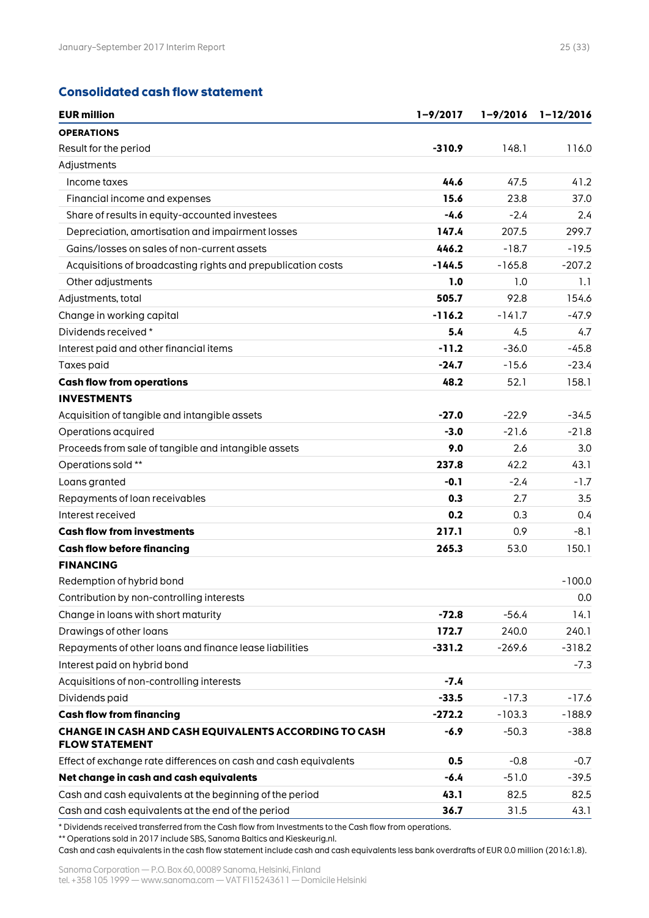## Consolidated cash flow statement

| EUR million | 1–9/2017 | 1–9/2016 | 1–12/2016 |
|---|---|---|---|
| **OPERATIONS** | | | |
| Result for the period | **-310.9** | 148.1 | 116.0 |
| Adjustments | | | |
| Income taxes | **44.6** | 47.5 | 41.2 |
| Financial income and expenses | **15.6** | 23.8 | 37.0 |
| Share of results in equity-accounted investees | **-4.6** | -2.4 | 2.4 |
| Depreciation, amortisation and impairment losses | **147.4** | 207.5 | 299.7 |
| Gains/losses on sales of non-current assets | **446.2** | -18.7 | -19.5 |
| Acquisitions of broadcasting rights and prepublication costs | **-144.5** | -165.8 | -207.2 |
| Other adjustments | **1.0** | 1.0 | 1.1 |
| Adjustments, total | **505.7** | 92.8 | 154.6 |
| Change in working capital | **-116.2** | -141.7 | -47.9 |
| Dividends received * | **5.4** | 4.5 | 4.7 |
| Interest paid and other financial items | **-11.2** | -36.0 | -45.8 |
| Taxes paid | **-24.7** | -15.6 | -23.4 |
| **Cash flow from operations** | **48.2** | 52.1 | 158.1 |
| **INVESTMENTS** | | | |
| Acquisition of tangible and intangible assets | **-27.0** | -22.9 | -34.5 |
| Operations acquired | **-3.0** | -21.6 | -21.8 |
| Proceeds from sale of tangible and intangible assets | **9.0** | 2.6 | 3.0 |
| Operations sold ** | **237.8** | 42.2 | 43.1 |
| Loans granted | **-0.1** | -2.4 | -1.7 |
| Repayments of loan receivables | **0.3** | 2.7 | 3.5 |
| Interest received | **0.2** | 0.3 | 0.4 |
| **Cash flow from investments** | **217.1** | 0.9 | -8.1 |
| **Cash flow before financing** | **265.3** | 53.0 | 150.1 |
| **FINANCING** | | | |
| Redemption of hybrid bond | | | -100.0 |
| Contribution by non-controlling interests | | | 0.0 |
| Change in loans with short maturity | **-72.8** | -56.4 | 14.1 |
| Drawings of other loans | **172.7** | 240.0 | 240.1 |
| Repayments of other loans and finance lease liabilities | **-331.2** | -269.6 | -318.2 |
| Interest paid on hybrid bond | | | -7.3 |
| Acquisitions of non-controlling interests | **-7.4** | | |
| Dividends paid | **-33.5** | -17.3 | -17.6 |
| **Cash flow from financing** | **-272.2** | -103.3 | -188.9 |
| **CHANGE IN CASH AND CASH EQUIVALENTS ACCORDING TO CASH FLOW STATEMENT** | **-6.9** | -50.3 | -38.8 |
| Effect of exchange rate differences on cash and cash equivalents | **0.5** | -0.8 | -0.7 |
| **Net change in cash and cash equivalents** | **-6.4** | -51.0 | -39.5 |
| Cash and cash equivalents at the beginning of the period | **43.1** | 82.5 | 82.5 |
| Cash and cash equivalents at the end of the period | **36.7** | 31.5 | 43.1 |

* Dividends received transferred from the Cash flow from Investments to the Cash flow from operations.

** Operations sold in 2017 include SBS, Sanoma Baltics and Kieskeurig.nl.

Cash and cash equivalents in the cash flow statement include cash and cash equivalents less bank overdrafts of EUR 0.0 million (2016: 1.8).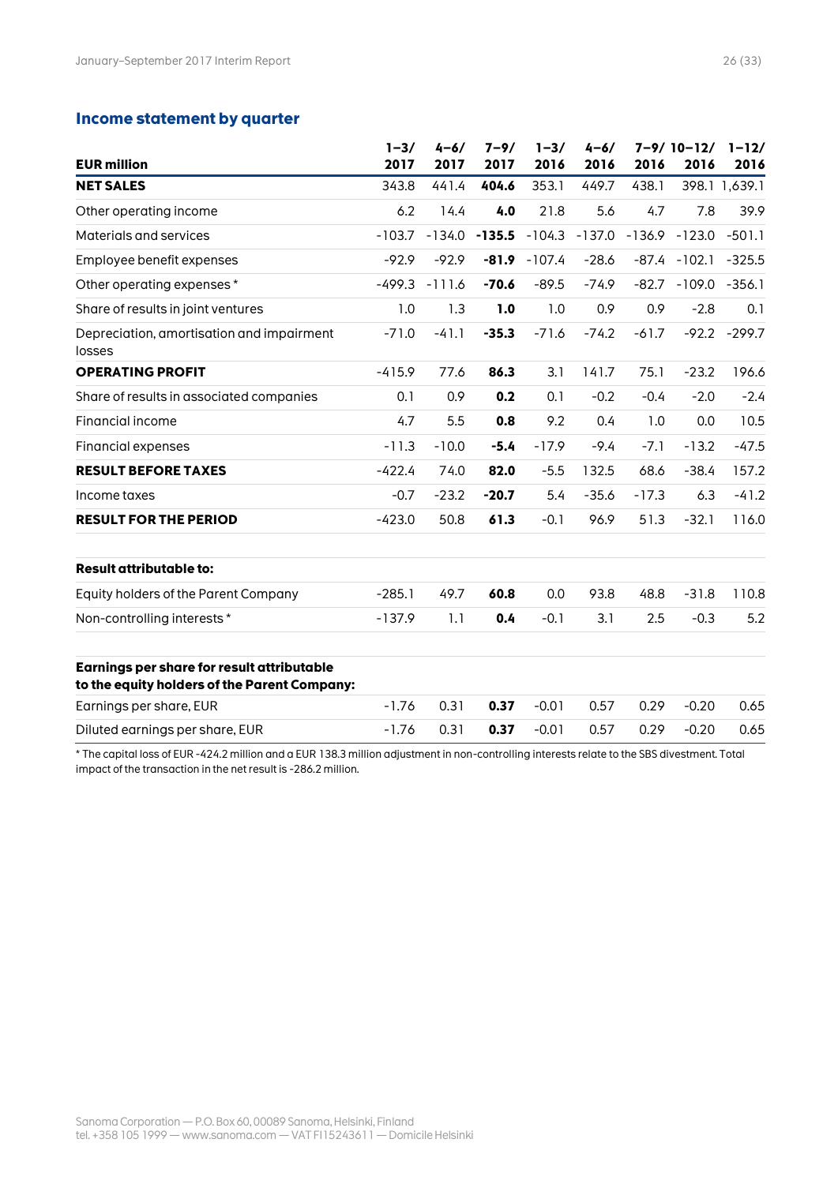## Income statement by quarter

| EUR million | 1–3/ 2017 | 4–6/ 2017 | 7–9/ 2017 | 1–3/ 2016 | 4–6/ 2016 | 7–9/ 2016 | 10–12/ 2016 | 1–12/ 2016 |
|---|---|---|---|---|---|---|---|---|
| **NET SALES** | 343.8 | 441.4 | **404.6** | 353.1 | 449.7 | 438.1 | 398.1 | 1,639.1 |
| Other operating income | 6.2 | 14.4 | **4.0** | 21.8 | 5.6 | 4.7 | 7.8 | 39.9 |
| Materials and services | -103.7 | -134.0 | **-135.5** | -104.3 | -137.0 | -136.9 | -123.0 | -501.1 |
| Employee benefit expenses | -92.9 | -92.9 | **-81.9** | -107.4 | -28.6 | -87.4 | -102.1 | -325.5 |
| Other operating expenses * | -499.3 | -111.6 | **-70.6** | -89.5 | -74.9 | -82.7 | -109.0 | -356.1 |
| Share of results in joint ventures | 1.0 | 1.3 | **1.0** | 1.0 | 0.9 | 0.9 | -2.8 | 0.1 |
| Depreciation, amortisation and impairment losses | -71.0 | -41.1 | **-35.3** | -71.6 | -74.2 | -61.7 | -92.2 | -299.7 |
| **OPERATING PROFIT** | -415.9 | 77.6 | **86.3** | 3.1 | 141.7 | 75.1 | -23.2 | 196.6 |
| Share of results in associated companies | 0.1 | 0.9 | **0.2** | 0.1 | -0.2 | -0.4 | -2.0 | -2.4 |
| Financial income | 4.7 | 5.5 | **0.8** | 9.2 | 0.4 | 1.0 | 0.0 | 10.5 |
| Financial expenses | -11.3 | -10.0 | **-5.4** | -17.9 | -9.4 | -7.1 | -13.2 | -47.5 |
| **RESULT BEFORE TAXES** | -422.4 | 74.0 | **82.0** | -5.5 | 132.5 | 68.6 | -38.4 | 157.2 |
| Income taxes | -0.7 | -23.2 | **-20.7** | 5.4 | -35.6 | -17.3 | 6.3 | -41.2 |
| **RESULT FOR THE PERIOD** | -423.0 | 50.8 | **61.3** | -0.1 | 96.9 | 51.3 | -32.1 | 116.0 |
| | | | | | | | | |
| **Result attributable to:** | | | | | | | | |
| Equity holders of the Parent Company | -285.1 | 49.7 | **60.8** | 0.0 | 93.8 | 48.8 | -31.8 | 110.8 |
| Non-controlling interests * | -137.9 | 1.1 | **0.4** | -0.1 | 3.1 | 2.5 | -0.3 | 5.2 |
| | | | | | | | | |
| **Earnings per share for result attributable to the equity holders of the Parent Company:** | | | | | | | | |
| Earnings per share, EUR | -1.76 | 0.31 | **0.37** | -0.01 | 0.57 | 0.29 | -0.20 | 0.65 |
| Diluted earnings per share, EUR | -1.76 | 0.31 | **0.37** | -0.01 | 0.57 | 0.29 | -0.20 | 0.65 |

* The capital loss of EUR -424.2 million and a EUR 138.3 million adjustment in non-controlling interests relate to the SBS divestment. Total impact of the transaction in the net result is -286.2 million.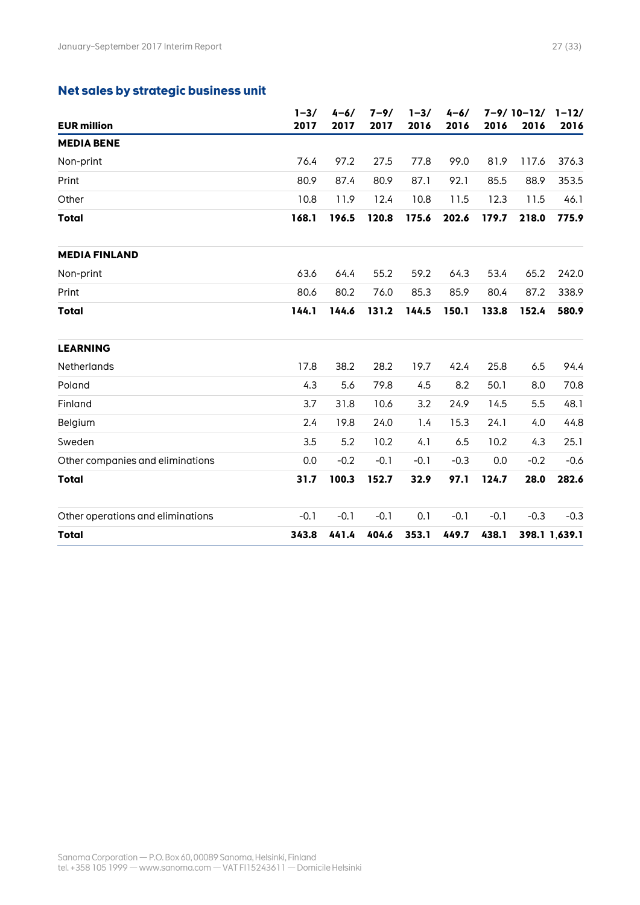## Net sales by strategic business unit

| EUR million | 1–3/ 2017 | 4–6/ 2017 | 7–9/ 2017 | 1–3/ 2016 | 4–6/ 2016 | 7–9/ 2016 | 10–12/ 2016 | 1–12/ 2016 |
|---|---|---|---|---|---|---|---|---|
| **MEDIA BENE** | | | | | | | | |
| Non-print | 76.4 | 97.2 | 27.5 | 77.8 | 99.0 | 81.9 | 117.6 | 376.3 |
| Print | 80.9 | 87.4 | 80.9 | 87.1 | 92.1 | 85.5 | 88.9 | 353.5 |
| Other | 10.8 | 11.9 | 12.4 | 10.8 | 11.5 | 12.3 | 11.5 | 46.1 |
| **Total** | **168.1** | **196.5** | **120.8** | **175.6** | **202.6** | **179.7** | **218.0** | **775.9** |
| | | | | | | | | |
| **MEDIA FINLAND** | | | | | | | | |
| Non-print | 63.6 | 64.4 | 55.2 | 59.2 | 64.3 | 53.4 | 65.2 | 242.0 |
| Print | 80.6 | 80.2 | 76.0 | 85.3 | 85.9 | 80.4 | 87.2 | 338.9 |
| **Total** | **144.1** | **144.6** | **131.2** | **144.5** | **150.1** | **133.8** | **152.4** | **580.9** |
| | | | | | | | | |
| **LEARNING** | | | | | | | | |
| Netherlands | 17.8 | 38.2 | 28.2 | 19.7 | 42.4 | 25.8 | 6.5 | 94.4 |
| Poland | 4.3 | 5.6 | 79.8 | 4.5 | 8.2 | 50.1 | 8.0 | 70.8 |
| Finland | 3.7 | 31.8 | 10.6 | 3.2 | 24.9 | 14.5 | 5.5 | 48.1 |
| Belgium | 2.4 | 19.8 | 24.0 | 1.4 | 15.3 | 24.1 | 4.0 | 44.8 |
| Sweden | 3.5 | 5.2 | 10.2 | 4.1 | 6.5 | 10.2 | 4.3 | 25.1 |
| Other companies and eliminations | 0.0 | -0.2 | -0.1 | -0.1 | -0.3 | 0.0 | -0.2 | -0.6 |
| **Total** | **31.7** | **100.3** | **152.7** | **32.9** | **97.1** | **124.7** | **28.0** | **282.6** |
| | | | | | | | | |
| Other operations and eliminations | -0.1 | -0.1 | -0.1 | 0.1 | -0.1 | -0.1 | -0.3 | -0.3 |
| **Total** | **343.8** | **441.4** | **404.6** | **353.1** | **449.7** | **438.1** | **398.1** | **1,639.1** |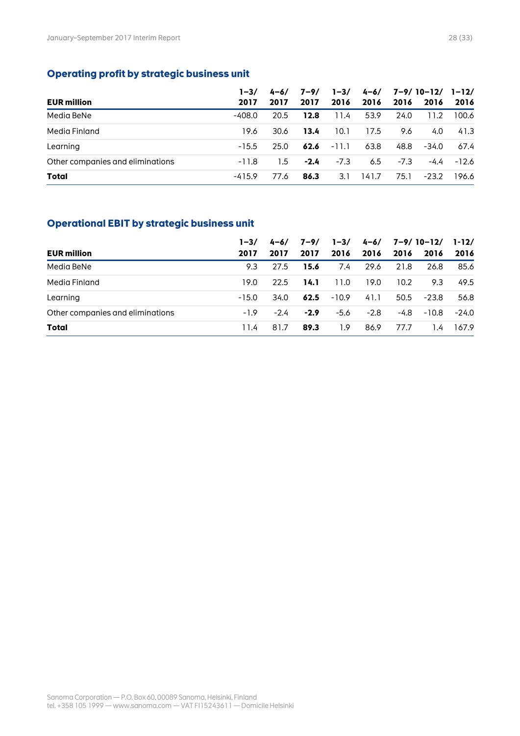## Operating profit by strategic business unit

| EUR million | 1–3/ 2017 | 4–6/ 2017 | 7–9/ 2017 | 1–3/ 2016 | 4–6/ 2016 | 7–9/ 2016 | 10–12/ 2016 | 1–12/ 2016 |
|---|---|---|---|---|---|---|---|---|
| Media BeNe | -408.0 | 20.5 | **12.8** | 11.4 | 53.9 | 24.0 | 11.2 | 100.6 |
| Media Finland | 19.6 | 30.6 | **13.4** | 10.1 | 17.5 | 9.6 | 4.0 | 41.3 |
| Learning | -15.5 | 25.0 | **62.6** | -11.1 | 63.8 | 48.8 | -34.0 | 67.4 |
| Other companies and eliminations | -11.8 | 1.5 | **-2.4** | -7.3 | 6.5 | -7.3 | -4.4 | -12.6 |
| **Total** | -415.9 | 77.6 | **86.3** | 3.1 | 141.7 | 75.1 | -23.2 | 196.6 |

## Operational EBIT by strategic business unit

| EUR million | 1–3/ 2017 | 4–6/ 2017 | 7–9/ 2017 | 1–3/ 2016 | 4–6/ 2016 | 7–9/ 2016 | 10–12/ 2016 | 1-12/ 2016 |
|---|---|---|---|---|---|---|---|---|
| Media BeNe | 9.3 | 27.5 | **15.6** | 7.4 | 29.6 | 21.8 | 26.8 | 85.6 |
| Media Finland | 19.0 | 22.5 | **14.1** | 11.0 | 19.0 | 10.2 | 9.3 | 49.5 |
| Learning | -15.0 | 34.0 | **62.5** | -10.9 | 41.1 | 50.5 | -23.8 | 56.8 |
| Other companies and eliminations | -1.9 | -2.4 | **-2.9** | -5.6 | -2.8 | -4.8 | -10.8 | -24.0 |
| **Total** | 11.4 | 81.7 | **89.3** | 1.9 | 86.9 | 77.7 | 1.4 | 167.9 |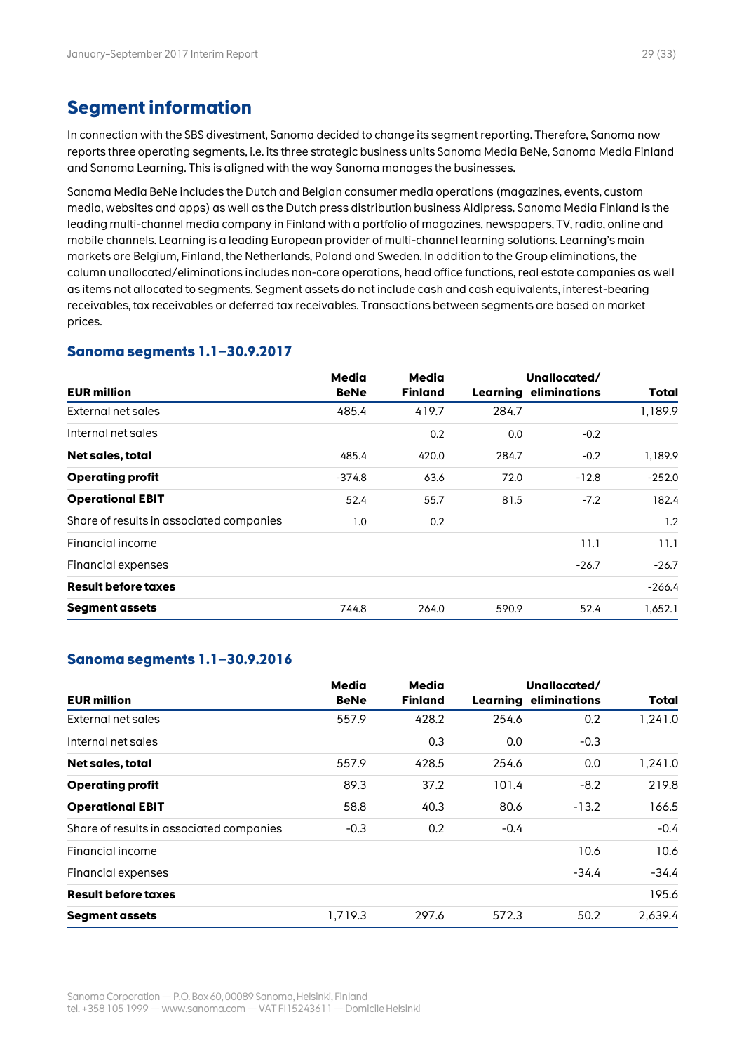## Segment information

In connection with the SBS divestment, Sanoma decided to change its segment reporting. Therefore, Sanoma now reports three operating segments, i.e. its three strategic business units Sanoma Media BeNe, Sanoma Media Finland and Sanoma Learning. This is aligned with the way Sanoma manages the businesses.

Sanoma Media BeNe includes the Dutch and Belgian consumer media operations (magazines, events, custom media, websites and apps) as well as the Dutch press distribution business Aldipress. Sanoma Media Finland is the leading multi-channel media company in Finland with a portfolio of magazines, newspapers, TV, radio, online and mobile channels. Learning is a leading European provider of multi-channel learning solutions. Learning's main markets are Belgium, Finland, the Netherlands, Poland and Sweden. In addition to the Group eliminations, the column unallocated/eliminations includes non-core operations, head office functions, real estate companies as well as items not allocated to segments. Segment assets do not include cash and cash equivalents, interest-bearing receivables, tax receivables or deferred tax receivables. Transactions between segments are based on market prices.

### Sanoma segments 1.1–30.9.2017

| EUR million | Media BeNe | Media Finland | Learning | Unallocated/ eliminations | Total |
|---|---|---|---|---|---|
| External net sales | 485.4 | 419.7 | 284.7 | | 1,189.9 |
| Internal net sales | | 0.2 | 0.0 | -0.2 | |
| **Net sales, total** | 485.4 | 420.0 | 284.7 | -0.2 | 1,189.9 |
| **Operating profit** | -374.8 | 63.6 | 72.0 | -12.8 | -252.0 |
| **Operational EBIT** | 52.4 | 55.7 | 81.5 | -7.2 | 182.4 |
| Share of results in associated companies | 1.0 | 0.2 | | | 1.2 |
| Financial income | | | | 11.1 | 11.1 |
| Financial expenses | | | | -26.7 | -26.7 |
| **Result before taxes** | | | | | -266.4 |
| **Segment assets** | 744.8 | 264.0 | 590.9 | 52.4 | 1,652.1 |

### Sanoma segments 1.1–30.9.2016

| EUR million | Media BeNe | Media Finland | Learning | Unallocated/ eliminations | Total |
|---|---|---|---|---|---|
| External net sales | 557.9 | 428.2 | 254.6 | 0.2 | 1,241.0 |
| Internal net sales | | 0.3 | 0.0 | -0.3 | |
| **Net sales, total** | 557.9 | 428.5 | 254.6 | 0.0 | 1,241.0 |
| **Operating profit** | 89.3 | 37.2 | 101.4 | -8.2 | 219.8 |
| **Operational EBIT** | 58.8 | 40.3 | 80.6 | -13.2 | 166.5 |
| Share of results in associated companies | -0.3 | 0.2 | -0.4 | | -0.4 |
| Financial income | | | | 10.6 | 10.6 |
| Financial expenses | | | | -34.4 | -34.4 |
| **Result before taxes** | | | | | 195.6 |
| **Segment assets** | 1,719.3 | 297.6 | 572.3 | 50.2 | 2,639.4 |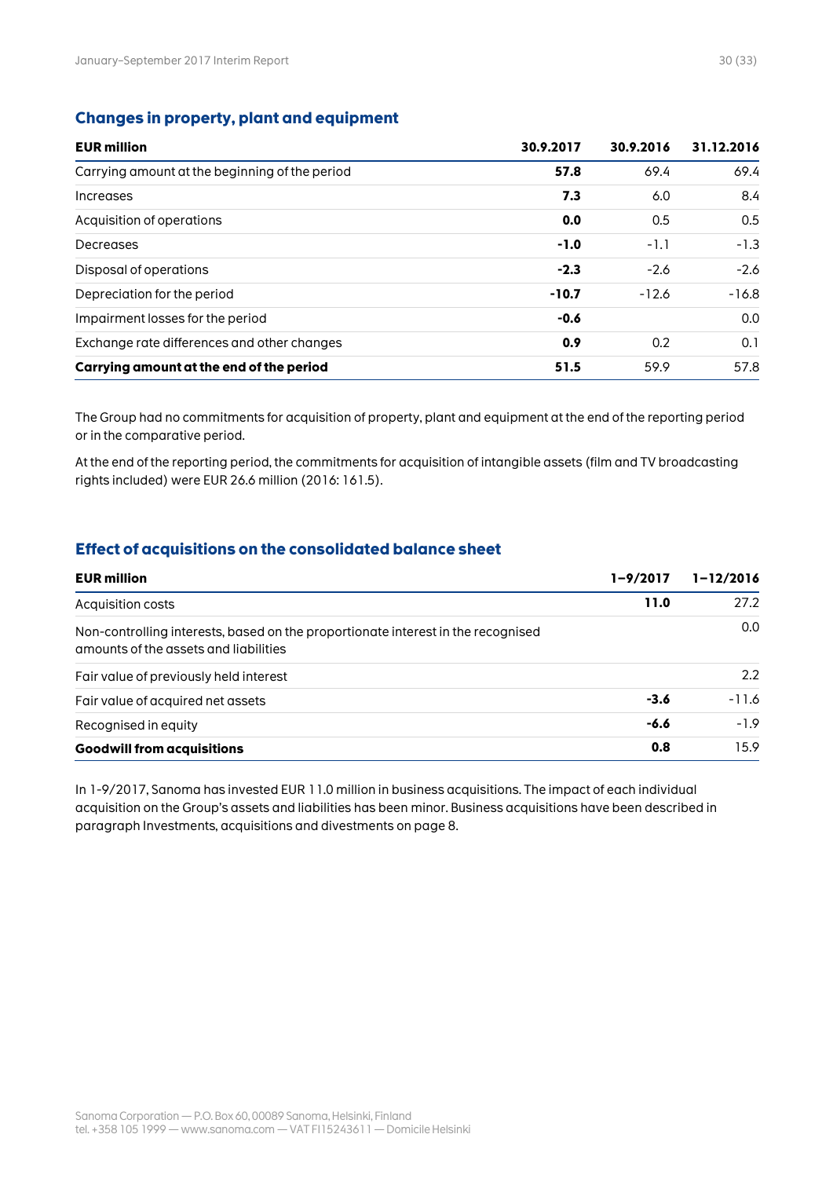## Changes in property, plant and equipment

| EUR million | 30.9.2017 | 30.9.2016 | 31.12.2016 |
|---|---|---|---|
| Carrying amount at the beginning of the period | **57.8** | 69.4 | 69.4 |
| Increases | **7.3** | 6.0 | 8.4 |
| Acquisition of operations | **0.0** | 0.5 | 0.5 |
| Decreases | **-1.0** | -1.1 | -1.3 |
| Disposal of operations | **-2.3** | -2.6 | -2.6 |
| Depreciation for the period | **-10.7** | -12.6 | -16.8 |
| Impairment losses for the period | **-0.6** | | 0.0 |
| Exchange rate differences and other changes | **0.9** | 0.2 | 0.1 |
| **Carrying amount at the end of the period** | **51.5** | 59.9 | 57.8 |

The Group had no commitments for acquisition of property, plant and equipment at the end of the reporting period or in the comparative period.

At the end of the reporting period, the commitments for acquisition of intangible assets (film and TV broadcasting rights included) were EUR 26.6 million (2016: 161.5).

## Effect of acquisitions on the consolidated balance sheet

| EUR million | 1–9/2017 | 1–12/2016 |
|---|---|---|
| Acquisition costs | **11.0** | 27.2 |
| Non-controlling interests, based on the proportionate interest in the recognised amounts of the assets and liabilities | | 0.0 |
| Fair value of previously held interest | | 2.2 |
| Fair value of acquired net assets | **-3.6** | -11.6 |
| Recognised in equity | **-6.6** | -1.9 |
| **Goodwill from acquisitions** | **0.8** | 15.9 |

In 1-9/2017, Sanoma has invested EUR 11.0 million in business acquisitions. The impact of each individual acquisition on the Group's assets and liabilities has been minor. Business acquisitions have been described in paragraph Investments, acquisitions and divestments on page 8.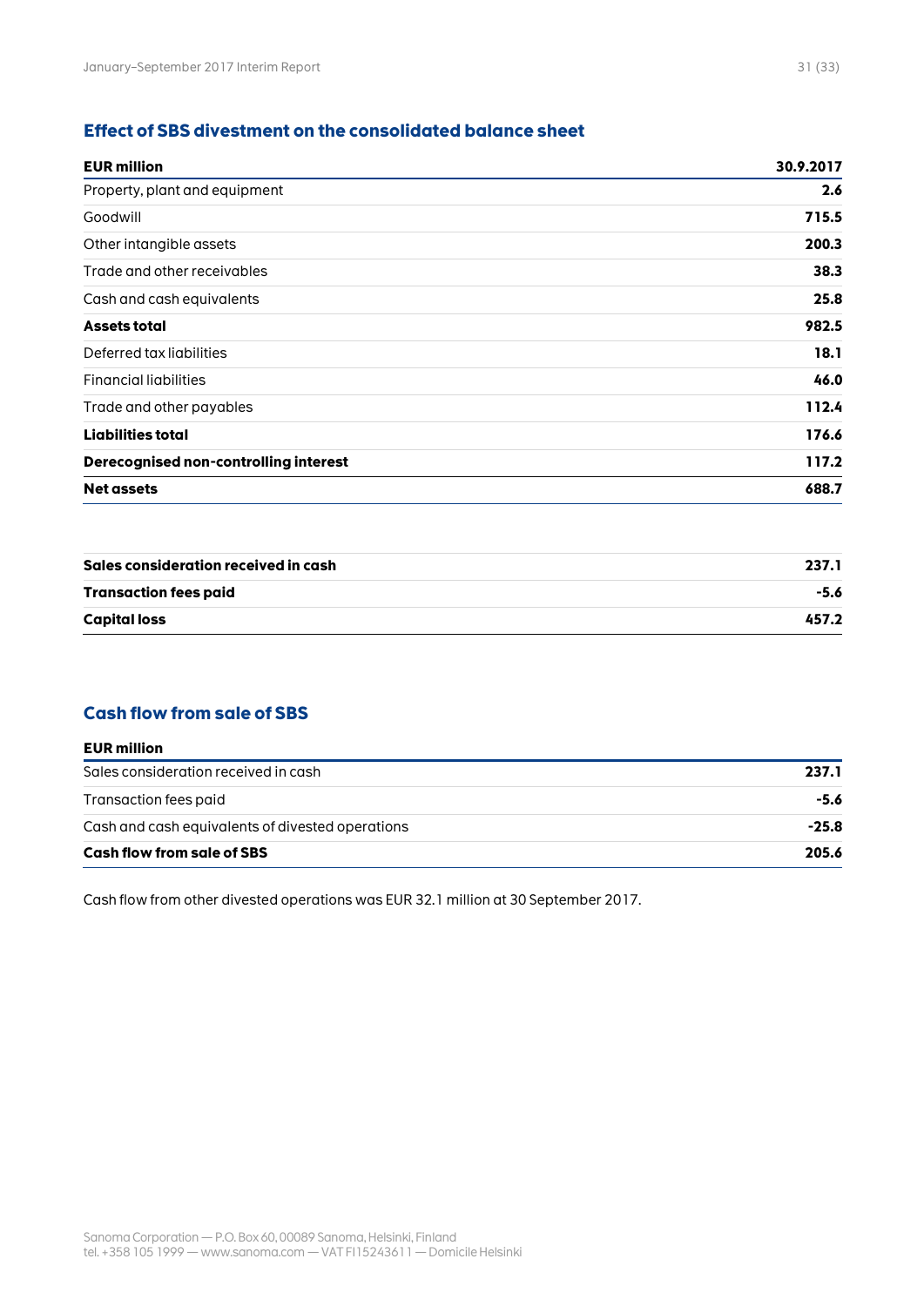## Effect of SBS divestment on the consolidated balance sheet

| EUR million | 30.9.2017 |
|---|---|
| Property, plant and equipment | **2.6** |
| Goodwill | **715.5** |
| Other intangible assets | **200.3** |
| Trade and other receivables | **38.3** |
| Cash and cash equivalents | **25.8** |
| **Assets total** | **982.5** |
| Deferred tax liabilities | **18.1** |
| Financial liabilities | **46.0** |
| Trade and other payables | **112.4** |
| **Liabilities total** | **176.6** |
| **Derecognised non-controlling interest** | **117.2** |
| **Net assets** | **688.7** |

| | |
|---|---|
| **Sales consideration received in cash** | **237.1** |
| **Transaction fees paid** | **-5.6** |
| **Capital loss** | **457.2** |

## Cash flow from sale of SBS

| EUR million | |
|---|---|
| Sales consideration received in cash | **237.1** |
| Transaction fees paid | **-5.6** |
| Cash and cash equivalents of divested operations | **-25.8** |
| **Cash flow from sale of SBS** | **205.6** |

Cash flow from other divested operations was EUR 32.1 million at 30 September 2017.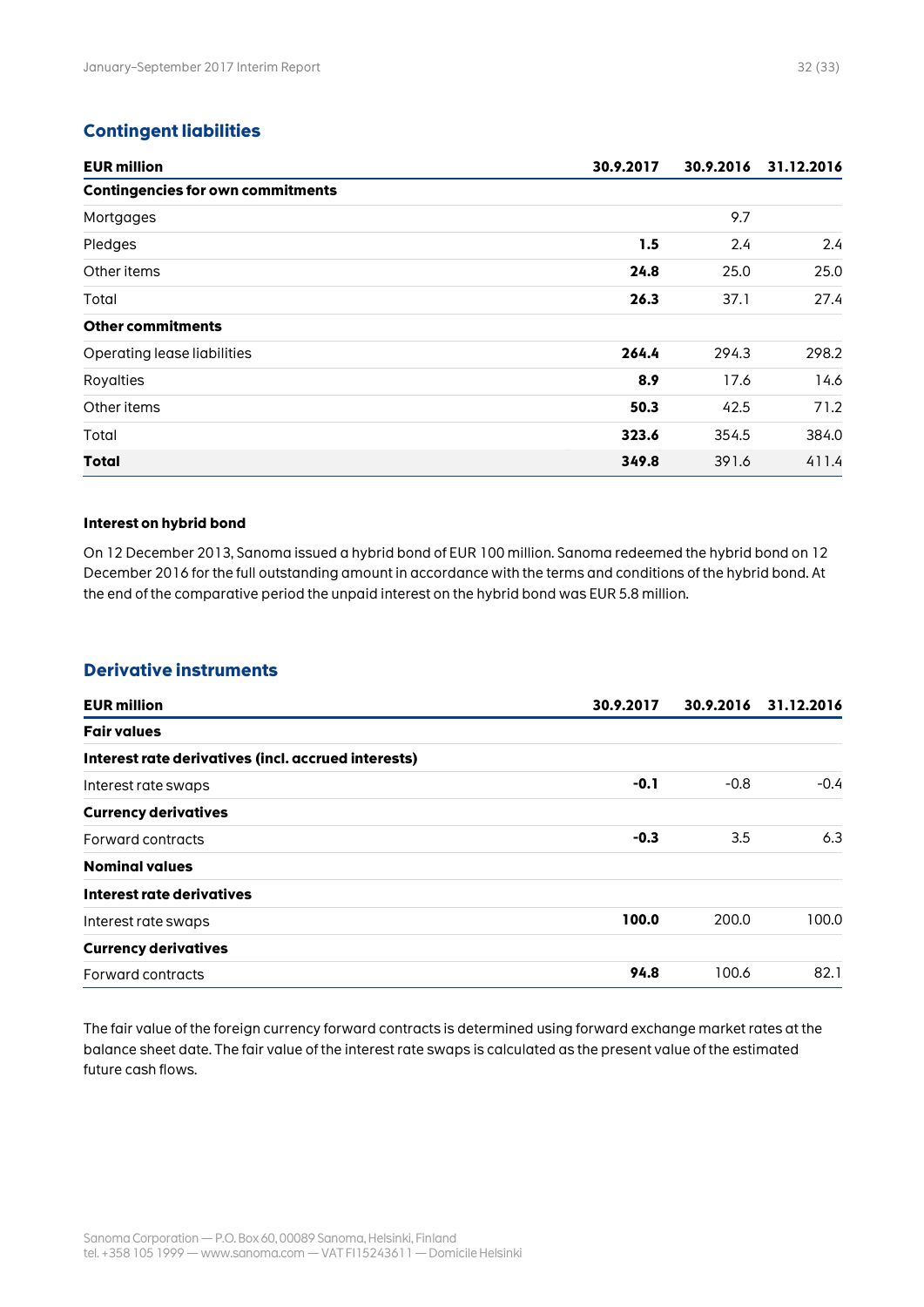## Contingent liabilities

| EUR million | 30.9.2017 | 30.9.2016 | 31.12.2016 |
|---|---|---|---|
| **Contingencies for own commitments** | | | |
| Mortgages | | 9.7 | |
| Pledges | **1.5** | 2.4 | 2.4 |
| Other items | **24.8** | 25.0 | 25.0 |
| Total | **26.3** | 37.1 | 27.4 |
| **Other commitments** | | | |
| Operating lease liabilities | **264.4** | 294.3 | 298.2 |
| Royalties | **8.9** | 17.6 | 14.6 |
| Other items | **50.3** | 42.5 | 71.2 |
| Total | **323.6** | 354.5 | 384.0 |
| **Total** | **349.8** | 391.6 | 411.4 |

#### Interest on hybrid bond

On 12 December 2013, Sanoma issued a hybrid bond of EUR 100 million. Sanoma redeemed the hybrid bond on 12 December 2016 for the full outstanding amount in accordance with the terms and conditions of the hybrid bond. At the end of the comparative period the unpaid interest on the hybrid bond was EUR 5.8 million.

## Derivative instruments

| EUR million | 30.9.2017 | 30.9.2016 | 31.12.2016 |
|---|---|---|---|
| **Fair values** | | | |
| **Interest rate derivatives (incl. accrued interests)** | | | |
| Interest rate swaps | **-0.1** | -0.8 | -0.4 |
| **Currency derivatives** | | | |
| Forward contracts | **-0.3** | 3.5 | 6.3 |
| **Nominal values** | | | |
| **Interest rate derivatives** | | | |
| Interest rate swaps | **100.0** | 200.0 | 100.0 |
| **Currency derivatives** | | | |
| Forward contracts | **94.8** | 100.6 | 82.1 |

The fair value of the foreign currency forward contracts is determined using forward exchange market rates at the balance sheet date. The fair value of the interest rate swaps is calculated as the present value of the estimated future cash flows.

Sanoma Corporation — P.O. Box 60, 00089 Sanoma, Helsinki, Finland
tel. +358 105 1999 — www.sanoma.com — VAT FI15243611 — Domicile Helsinki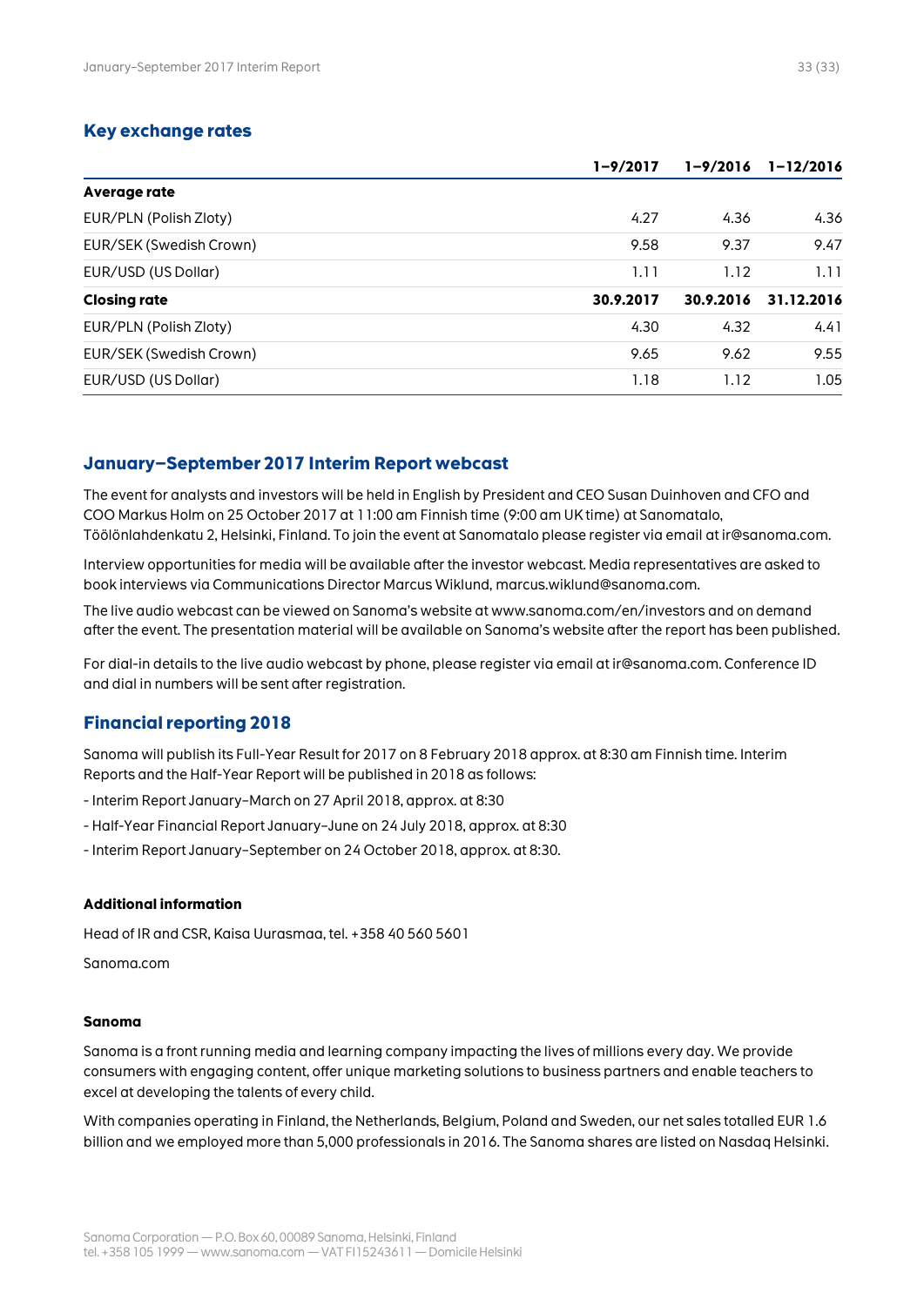## Key exchange rates

| | 1–9/2017 | 1–9/2016 | 1–12/2016 |
|---|---|---|---|
| **Average rate** | | | |
| EUR/PLN (Polish Zloty) | 4.27 | 4.36 | 4.36 |
| EUR/SEK (Swedish Crown) | 9.58 | 9.37 | 9.47 |
| EUR/USD (US Dollar) | 1.11 | 1.12 | 1.11 |
| **Closing rate** | **30.9.2017** | **30.9.2016** | **31.12.2016** |
| EUR/PLN (Polish Zloty) | 4.30 | 4.32 | 4.41 |
| EUR/SEK (Swedish Crown) | 9.65 | 9.62 | 9.55 |
| EUR/USD (US Dollar) | 1.18 | 1.12 | 1.05 |

## January–September 2017 Interim Report webcast

The event for analysts and investors will be held in English by President and CEO Susan Duinhoven and CFO and COO Markus Holm on 25 October 2017 at 11:00 am Finnish time (9:00 am UK time) at Sanomatalo, Töölönlahdenkatu 2, Helsinki, Finland. To join the event at Sanomatalo please register via email at ir@sanoma.com.

Interview opportunities for media will be available after the investor webcast. Media representatives are asked to book interviews via Communications Director Marcus Wiklund, marcus.wiklund@sanoma.com.

The live audio webcast can be viewed on Sanoma's website at www.sanoma.com/en/investors and on demand after the event. The presentation material will be available on Sanoma's website after the report has been published.

For dial-in details to the live audio webcast by phone, please register via email at ir@sanoma.com. Conference ID and dial in numbers will be sent after registration.

## Financial reporting 2018

Sanoma will publish its Full-Year Result for 2017 on 8 February 2018 approx. at 8:30 am Finnish time. Interim Reports and the Half-Year Report will be published in 2018 as follows:

- Interim Report January–March on 27 April 2018, approx. at 8:30
- Half-Year Financial Report January–June on 24 July 2018, approx. at 8:30
- Interim Report January–September on 24 October 2018, approx. at 8:30.

#### Additional information

Head of IR and CSR, Kaisa Uurasmaa, tel. +358 40 560 5601

Sanoma.com

#### Sanoma

Sanoma is a front running media and learning company impacting the lives of millions every day. We provide consumers with engaging content, offer unique marketing solutions to business partners and enable teachers to excel at developing the talents of every child.

With companies operating in Finland, the Netherlands, Belgium, Poland and Sweden, our net sales totalled EUR 1.6 billion and we employed more than 5,000 professionals in 2016. The Sanoma shares are listed on Nasdaq Helsinki.

Sanoma Corporation — P.O. Box 60, 00089 Sanoma, Helsinki, Finland
tel. +358 105 1999 — www.sanoma.com — VAT FI15243611 — Domicile Helsinki